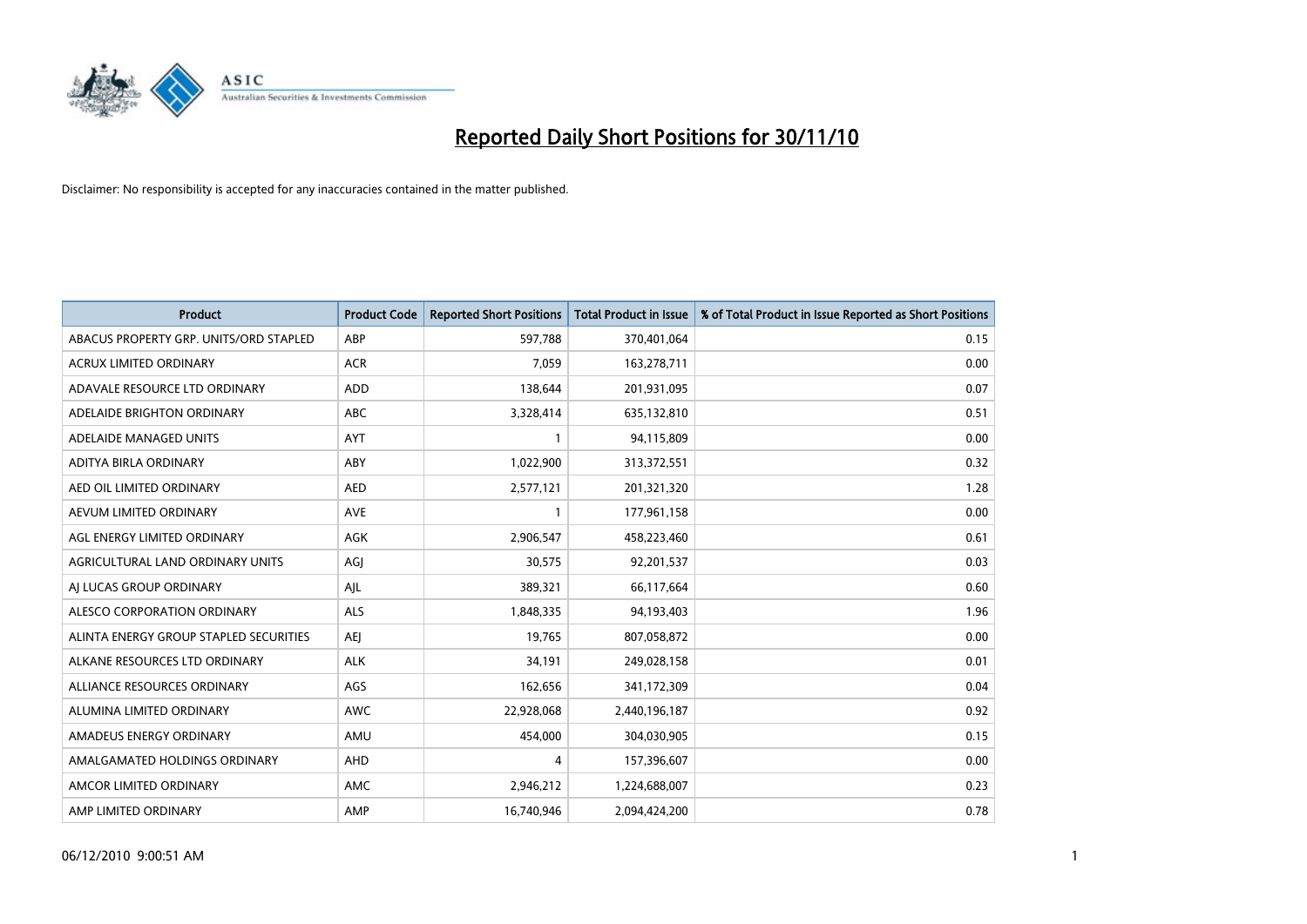# Reported Daily Short Positions for 30/11/10

Disclaimer: No responsibility is accepted for any inaccuracies contained in the matter published.

| Product | Product Code | Reported Short Positions | Total Product in Issue | % of Total Product in Issue Reported as Short Positions |
|---|---|---|---|---|
| ABACUS PROPERTY GRP. UNITS/ORD STAPLED | ABP | 597,788 | 370,401,064 | 0.15 |
| ACRUX LIMITED ORDINARY | ACR | 7,059 | 163,278,711 | 0.00 |
| ADAVALE RESOURCE LTD ORDINARY | ADD | 138,644 | 201,931,095 | 0.07 |
| ADELAIDE BRIGHTON ORDINARY | ABC | 3,328,414 | 635,132,810 | 0.51 |
| ADELAIDE MANAGED UNITS | AYT | 1 | 94,115,809 | 0.00 |
| ADITYA BIRLA ORDINARY | ABY | 1,022,900 | 313,372,551 | 0.32 |
| AED OIL LIMITED ORDINARY | AED | 2,577,121 | 201,321,320 | 1.28 |
| AEVUM LIMITED ORDINARY | AVE | 1 | 177,961,158 | 0.00 |
| AGL ENERGY LIMITED ORDINARY | AGK | 2,906,547 | 458,223,460 | 0.61 |
| AGRICULTURAL LAND ORDINARY UNITS | AGJ | 30,575 | 92,201,537 | 0.03 |
| AJ LUCAS GROUP ORDINARY | AJL | 389,321 | 66,117,664 | 0.60 |
| ALESCO CORPORATION ORDINARY | ALS | 1,848,335 | 94,193,403 | 1.96 |
| ALINTA ENERGY GROUP STAPLED SECURITIES | AEJ | 19,765 | 807,058,872 | 0.00 |
| ALKANE RESOURCES LTD ORDINARY | ALK | 34,191 | 249,028,158 | 0.01 |
| ALLIANCE RESOURCES ORDINARY | AGS | 162,656 | 341,172,309 | 0.04 |
| ALUMINA LIMITED ORDINARY | AWC | 22,928,068 | 2,440,196,187 | 0.92 |
| AMADEUS ENERGY ORDINARY | AMU | 454,000 | 304,030,905 | 0.15 |
| AMALGAMATED HOLDINGS ORDINARY | AHD | 4 | 157,396,607 | 0.00 |
| AMCOR LIMITED ORDINARY | AMC | 2,946,212 | 1,224,688,007 | 0.23 |
| AMP LIMITED ORDINARY | AMP | 16,740,946 | 2,094,424,200 | 0.78 |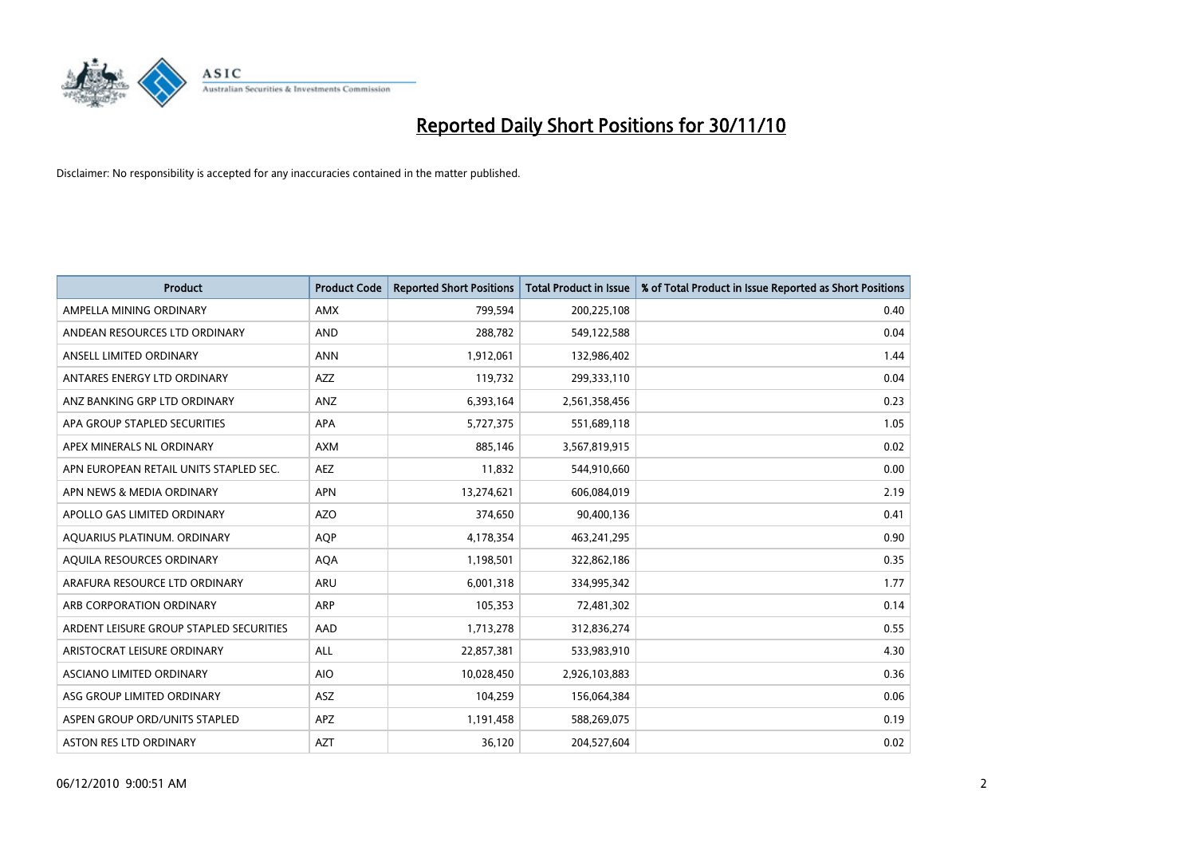# Reported Daily Short Positions for 30/11/10

Disclaimer: No responsibility is accepted for any inaccuracies contained in the matter published.

| Product | Product Code | Reported Short Positions | Total Product in Issue | % of Total Product in Issue Reported as Short Positions |
|---|---|---|---|---|
| AMPELLA MINING ORDINARY | AMX | 799,594 | 200,225,108 | 0.40 |
| ANDEAN RESOURCES LTD ORDINARY | AND | 288,782 | 549,122,588 | 0.04 |
| ANSELL LIMITED ORDINARY | ANN | 1,912,061 | 132,986,402 | 1.44 |
| ANTARES ENERGY LTD ORDINARY | AZZ | 119,732 | 299,333,110 | 0.04 |
| ANZ BANKING GRP LTD ORDINARY | ANZ | 6,393,164 | 2,561,358,456 | 0.23 |
| APA GROUP STAPLED SECURITIES | APA | 5,727,375 | 551,689,118 | 1.05 |
| APEX MINERALS NL ORDINARY | AXM | 885,146 | 3,567,819,915 | 0.02 |
| APN EUROPEAN RETAIL UNITS STAPLED SEC. | AEZ | 11,832 | 544,910,660 | 0.00 |
| APN NEWS & MEDIA ORDINARY | APN | 13,274,621 | 606,084,019 | 2.19 |
| APOLLO GAS LIMITED ORDINARY | AZO | 374,650 | 90,400,136 | 0.41 |
| AQUARIUS PLATINUM. ORDINARY | AQP | 4,178,354 | 463,241,295 | 0.90 |
| AQUILA RESOURCES ORDINARY | AQA | 1,198,501 | 322,862,186 | 0.35 |
| ARAFURA RESOURCE LTD ORDINARY | ARU | 6,001,318 | 334,995,342 | 1.77 |
| ARB CORPORATION ORDINARY | ARP | 105,353 | 72,481,302 | 0.14 |
| ARDENT LEISURE GROUP STAPLED SECURITIES | AAD | 1,713,278 | 312,836,274 | 0.55 |
| ARISTOCRAT LEISURE ORDINARY | ALL | 22,857,381 | 533,983,910 | 4.30 |
| ASCIANO LIMITED ORDINARY | AIO | 10,028,450 | 2,926,103,883 | 0.36 |
| ASG GROUP LIMITED ORDINARY | ASZ | 104,259 | 156,064,384 | 0.06 |
| ASPEN GROUP ORD/UNITS STAPLED | APZ | 1,191,458 | 588,269,075 | 0.19 |
| ASTON RES LTD ORDINARY | AZT | 36,120 | 204,527,604 | 0.02 |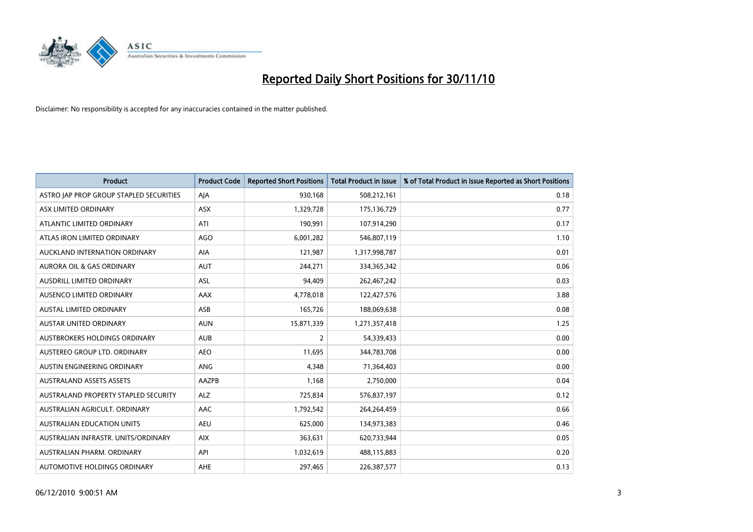# Reported Daily Short Positions for 30/11/10

Disclaimer: No responsibility is accepted for any inaccuracies contained in the matter published.

| Product | Product Code | Reported Short Positions | Total Product in Issue | % of Total Product in Issue Reported as Short Positions |
|---|---|---|---|---|
| ASTRO JAP PROP GROUP STAPLED SECURITIES | AJA | 930,168 | 508,212,161 | 0.18 |
| ASX LIMITED ORDINARY | ASX | 1,329,728 | 175,136,729 | 0.77 |
| ATLANTIC LIMITED ORDINARY | ATI | 190,991 | 107,914,290 | 0.17 |
| ATLAS IRON LIMITED ORDINARY | AGO | 6,001,282 | 546,807,119 | 1.10 |
| AUCKLAND INTERNATION ORDINARY | AIA | 121,987 | 1,317,998,787 | 0.01 |
| AURORA OIL & GAS ORDINARY | AUT | 244,271 | 334,365,342 | 0.06 |
| AUSDRILL LIMITED ORDINARY | ASL | 94,409 | 262,467,242 | 0.03 |
| AUSENCO LIMITED ORDINARY | AAX | 4,778,018 | 122,427,576 | 3.88 |
| AUSTAL LIMITED ORDINARY | ASB | 165,726 | 188,069,638 | 0.08 |
| AUSTAR UNITED ORDINARY | AUN | 15,871,339 | 1,271,357,418 | 1.25 |
| AUSTBROKERS HOLDINGS ORDINARY | AUB | 2 | 54,339,433 | 0.00 |
| AUSTEREO GROUP LTD. ORDINARY | AEO | 11,695 | 344,783,708 | 0.00 |
| AUSTIN ENGINEERING ORDINARY | ANG | 4,348 | 71,364,403 | 0.00 |
| AUSTRALAND ASSETS ASSETS | AAZPB | 1,168 | 2,750,000 | 0.04 |
| AUSTRALAND PROPERTY STAPLED SECURITY | ALZ | 725,834 | 576,837,197 | 0.12 |
| AUSTRALIAN AGRICULT. ORDINARY | AAC | 1,792,542 | 264,264,459 | 0.66 |
| AUSTRALIAN EDUCATION UNITS | AEU | 625,000 | 134,973,383 | 0.46 |
| AUSTRALIAN INFRASTR. UNITS/ORDINARY | AIX | 363,631 | 620,733,944 | 0.05 |
| AUSTRALIAN PHARM. ORDINARY | API | 1,032,619 | 488,115,883 | 0.20 |
| AUTOMOTIVE HOLDINGS ORDINARY | AHE | 297,465 | 226,387,577 | 0.13 |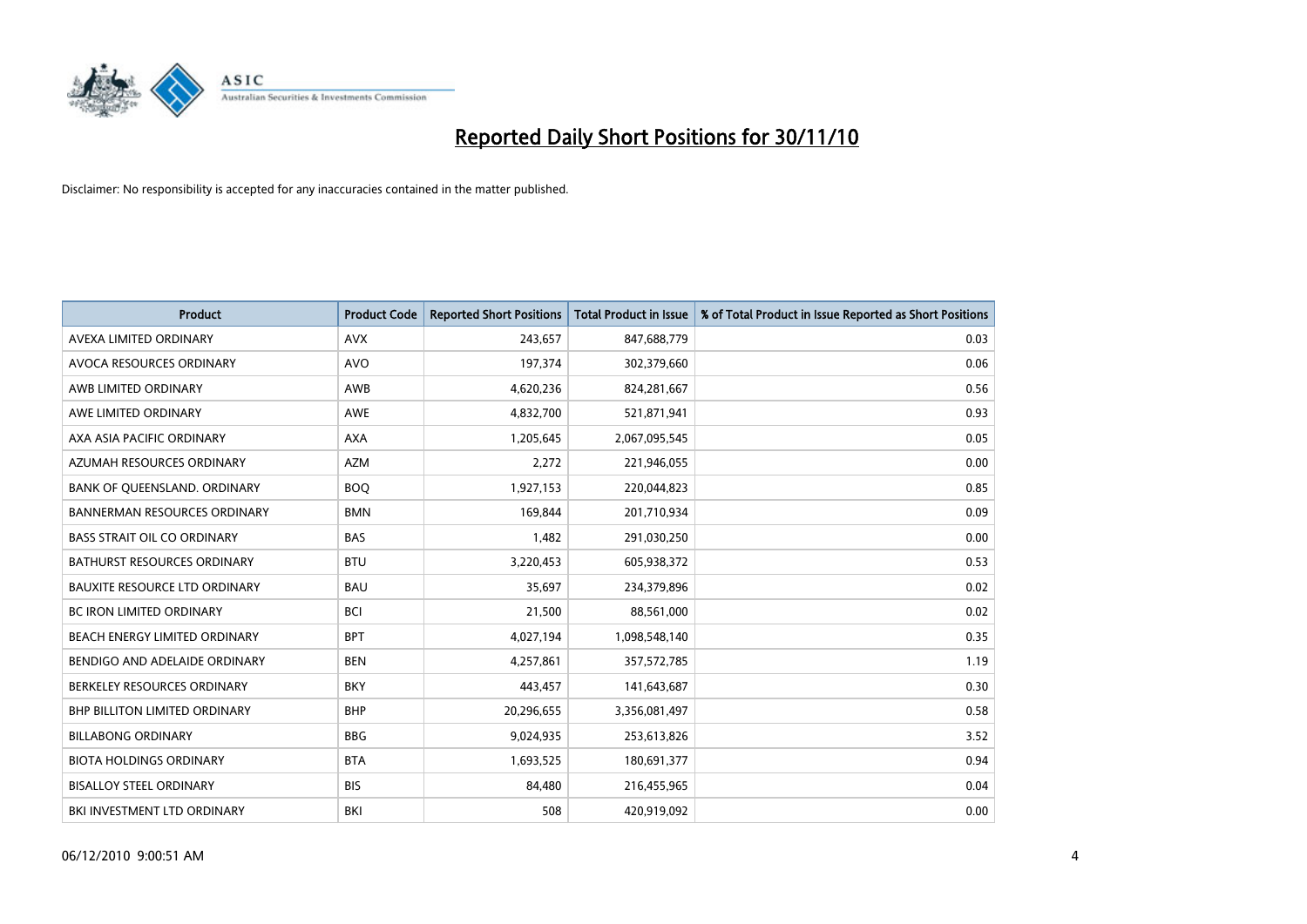# Reported Daily Short Positions for 30/11/10

Disclaimer: No responsibility is accepted for any inaccuracies contained in the matter published.

| Product | Product Code | Reported Short Positions | Total Product in Issue | % of Total Product in Issue Reported as Short Positions |
|---|---|---|---|---|
| AVEXA LIMITED ORDINARY | AVX | 243,657 | 847,688,779 | 0.03 |
| AVOCA RESOURCES ORDINARY | AVO | 197,374 | 302,379,660 | 0.06 |
| AWB LIMITED ORDINARY | AWB | 4,620,236 | 824,281,667 | 0.56 |
| AWE LIMITED ORDINARY | AWE | 4,832,700 | 521,871,941 | 0.93 |
| AXA ASIA PACIFIC ORDINARY | AXA | 1,205,645 | 2,067,095,545 | 0.05 |
| AZUMAH RESOURCES ORDINARY | AZM | 2,272 | 221,946,055 | 0.00 |
| BANK OF QUEENSLAND. ORDINARY | BOQ | 1,927,153 | 220,044,823 | 0.85 |
| BANNERMAN RESOURCES ORDINARY | BMN | 169,844 | 201,710,934 | 0.09 |
| BASS STRAIT OIL CO ORDINARY | BAS | 1,482 | 291,030,250 | 0.00 |
| BATHURST RESOURCES ORDINARY | BTU | 3,220,453 | 605,938,372 | 0.53 |
| BAUXITE RESOURCE LTD ORDINARY | BAU | 35,697 | 234,379,896 | 0.02 |
| BC IRON LIMITED ORDINARY | BCI | 21,500 | 88,561,000 | 0.02 |
| BEACH ENERGY LIMITED ORDINARY | BPT | 4,027,194 | 1,098,548,140 | 0.35 |
| BENDIGO AND ADELAIDE ORDINARY | BEN | 4,257,861 | 357,572,785 | 1.19 |
| BERKELEY RESOURCES ORDINARY | BKY | 443,457 | 141,643,687 | 0.30 |
| BHP BILLITON LIMITED ORDINARY | BHP | 20,296,655 | 3,356,081,497 | 0.58 |
| BILLABONG ORDINARY | BBG | 9,024,935 | 253,613,826 | 3.52 |
| BIOTA HOLDINGS ORDINARY | BTA | 1,693,525 | 180,691,377 | 0.94 |
| BISALLOY STEEL ORDINARY | BIS | 84,480 | 216,455,965 | 0.04 |
| BKI INVESTMENT LTD ORDINARY | BKI | 508 | 420,919,092 | 0.00 |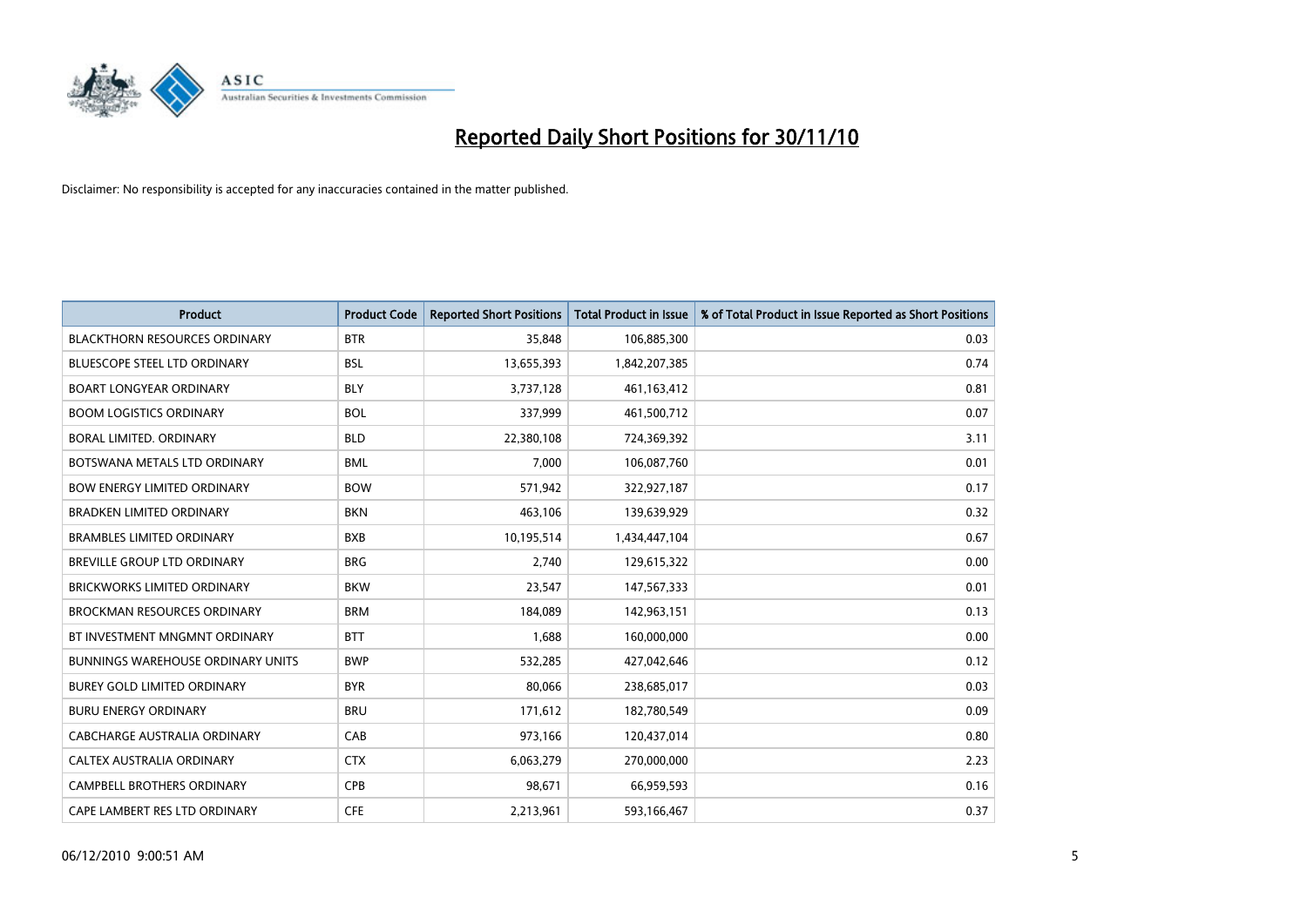# Reported Daily Short Positions for 30/11/10

Disclaimer: No responsibility is accepted for any inaccuracies contained in the matter published.

| Product | Product Code | Reported Short Positions | Total Product in Issue | % of Total Product in Issue Reported as Short Positions |
|---|---|---|---|---|
| BLACKTHORN RESOURCES ORDINARY | BTR | 35,848 | 106,885,300 | 0.03 |
| BLUESCOPE STEEL LTD ORDINARY | BSL | 13,655,393 | 1,842,207,385 | 0.74 |
| BOART LONGYEAR ORDINARY | BLY | 3,737,128 | 461,163,412 | 0.81 |
| BOOM LOGISTICS ORDINARY | BOL | 337,999 | 461,500,712 | 0.07 |
| BORAL LIMITED. ORDINARY | BLD | 22,380,108 | 724,369,392 | 3.11 |
| BOTSWANA METALS LTD ORDINARY | BML | 7,000 | 106,087,760 | 0.01 |
| BOW ENERGY LIMITED ORDINARY | BOW | 571,942 | 322,927,187 | 0.17 |
| BRADKEN LIMITED ORDINARY | BKN | 463,106 | 139,639,929 | 0.32 |
| BRAMBLES LIMITED ORDINARY | BXB | 10,195,514 | 1,434,447,104 | 0.67 |
| BREVILLE GROUP LTD ORDINARY | BRG | 2,740 | 129,615,322 | 0.00 |
| BRICKWORKS LIMITED ORDINARY | BKW | 23,547 | 147,567,333 | 0.01 |
| BROCKMAN RESOURCES ORDINARY | BRM | 184,089 | 142,963,151 | 0.13 |
| BT INVESTMENT MNGMNT ORDINARY | BTT | 1,688 | 160,000,000 | 0.00 |
| BUNNINGS WAREHOUSE ORDINARY UNITS | BWP | 532,285 | 427,042,646 | 0.12 |
| BUREY GOLD LIMITED ORDINARY | BYR | 80,066 | 238,685,017 | 0.03 |
| BURU ENERGY ORDINARY | BRU | 171,612 | 182,780,549 | 0.09 |
| CABCHARGE AUSTRALIA ORDINARY | CAB | 973,166 | 120,437,014 | 0.80 |
| CALTEX AUSTRALIA ORDINARY | CTX | 6,063,279 | 270,000,000 | 2.23 |
| CAMPBELL BROTHERS ORDINARY | CPB | 98,671 | 66,959,593 | 0.16 |
| CAPE LAMBERT RES LTD ORDINARY | CFE | 2,213,961 | 593,166,467 | 0.37 |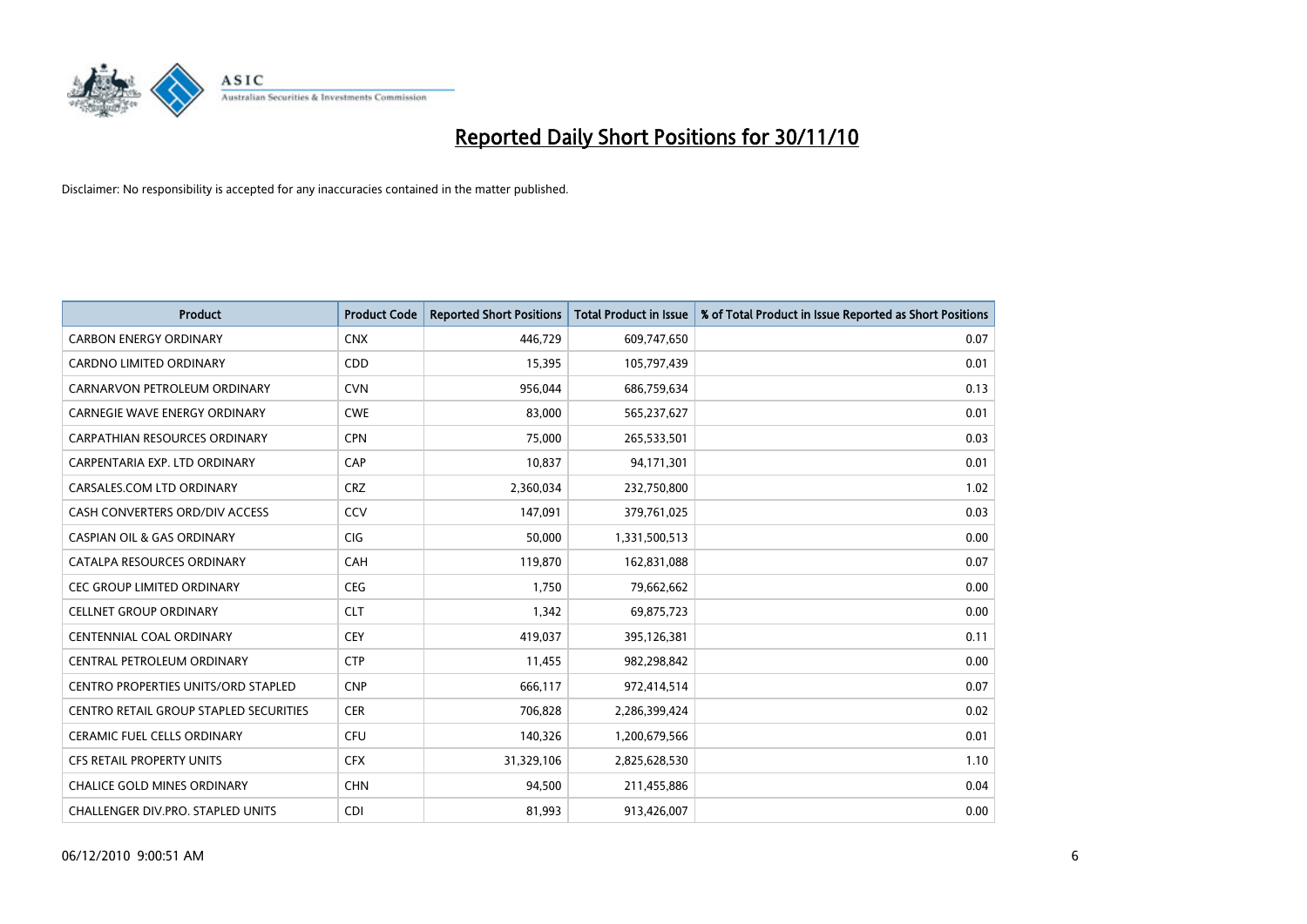# Reported Daily Short Positions for 30/11/10

Disclaimer: No responsibility is accepted for any inaccuracies contained in the matter published.

| Product | Product Code | Reported Short Positions | Total Product in Issue | % of Total Product in Issue Reported as Short Positions |
|---|---|---|---|---|
| CARBON ENERGY ORDINARY | CNX | 446,729 | 609,747,650 | 0.07 |
| CARDNO LIMITED ORDINARY | CDD | 15,395 | 105,797,439 | 0.01 |
| CARNARVON PETROLEUM ORDINARY | CVN | 956,044 | 686,759,634 | 0.13 |
| CARNEGIE WAVE ENERGY ORDINARY | CWE | 83,000 | 565,237,627 | 0.01 |
| CARPATHIAN RESOURCES ORDINARY | CPN | 75,000 | 265,533,501 | 0.03 |
| CARPENTARIA EXP. LTD ORDINARY | CAP | 10,837 | 94,171,301 | 0.01 |
| CARSALES.COM LTD ORDINARY | CRZ | 2,360,034 | 232,750,800 | 1.02 |
| CASH CONVERTERS ORD/DIV ACCESS | CCV | 147,091 | 379,761,025 | 0.03 |
| CASPIAN OIL & GAS ORDINARY | CIG | 50,000 | 1,331,500,513 | 0.00 |
| CATALPA RESOURCES ORDINARY | CAH | 119,870 | 162,831,088 | 0.07 |
| CEC GROUP LIMITED ORDINARY | CEG | 1,750 | 79,662,662 | 0.00 |
| CELLNET GROUP ORDINARY | CLT | 1,342 | 69,875,723 | 0.00 |
| CENTENNIAL COAL ORDINARY | CEY | 419,037 | 395,126,381 | 0.11 |
| CENTRAL PETROLEUM ORDINARY | CTP | 11,455 | 982,298,842 | 0.00 |
| CENTRO PROPERTIES UNITS/ORD STAPLED | CNP | 666,117 | 972,414,514 | 0.07 |
| CENTRO RETAIL GROUP STAPLED SECURITIES | CER | 706,828 | 2,286,399,424 | 0.02 |
| CERAMIC FUEL CELLS ORDINARY | CFU | 140,326 | 1,200,679,566 | 0.01 |
| CFS RETAIL PROPERTY UNITS | CFX | 31,329,106 | 2,825,628,530 | 1.10 |
| CHALICE GOLD MINES ORDINARY | CHN | 94,500 | 211,455,886 | 0.04 |
| CHALLENGER DIV.PRO. STAPLED UNITS | CDI | 81,993 | 913,426,007 | 0.00 |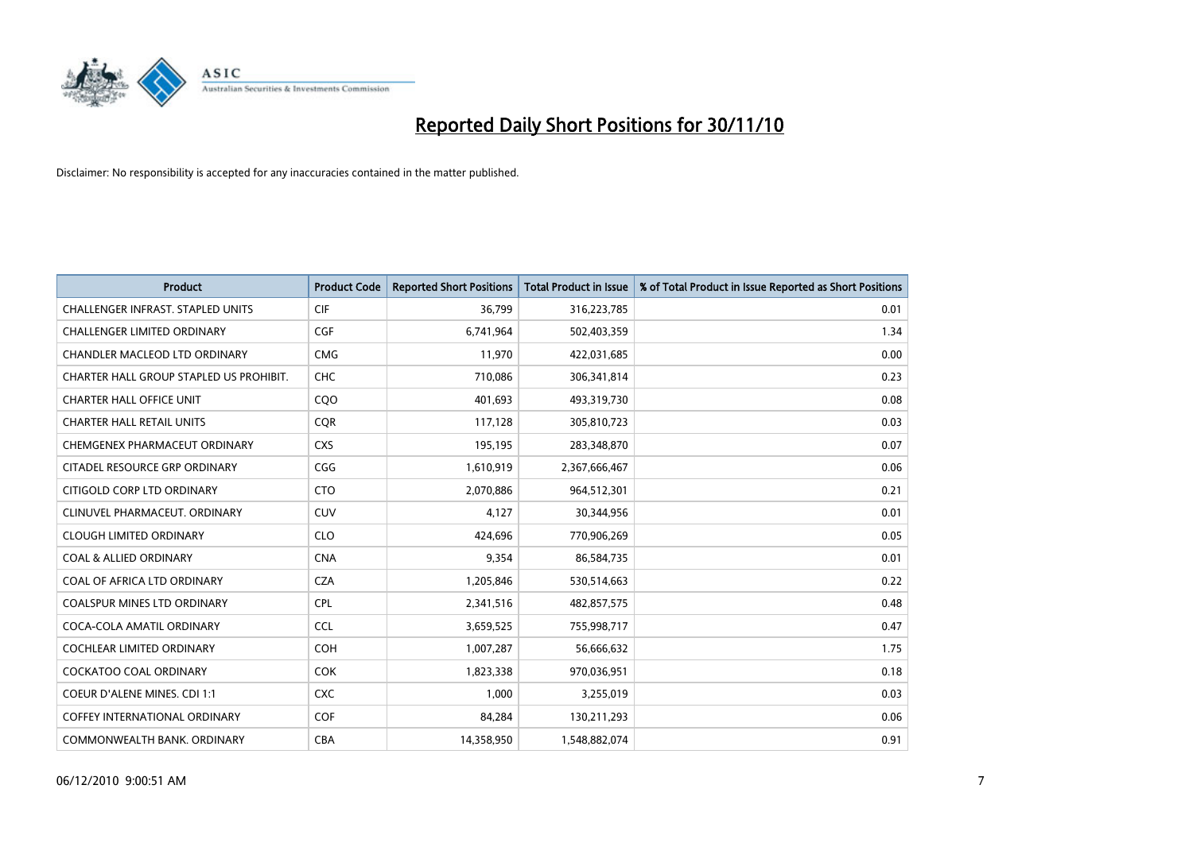# Reported Daily Short Positions for 30/11/10

Disclaimer: No responsibility is accepted for any inaccuracies contained in the matter published.

| Product | Product Code | Reported Short Positions | Total Product in Issue | % of Total Product in Issue Reported as Short Positions |
|---|---|---|---|---|
| CHALLENGER INFRAST. STAPLED UNITS | CIF | 36,799 | 316,223,785 | 0.01 |
| CHALLENGER LIMITED ORDINARY | CGF | 6,741,964 | 502,403,359 | 1.34 |
| CHANDLER MACLEOD LTD ORDINARY | CMG | 11,970 | 422,031,685 | 0.00 |
| CHARTER HALL GROUP STAPLED US PROHIBIT. | CHC | 710,086 | 306,341,814 | 0.23 |
| CHARTER HALL OFFICE UNIT | CQO | 401,693 | 493,319,730 | 0.08 |
| CHARTER HALL RETAIL UNITS | CQR | 117,128 | 305,810,723 | 0.03 |
| CHEMGENEX PHARMACEUT ORDINARY | CXS | 195,195 | 283,348,870 | 0.07 |
| CITADEL RESOURCE GRP ORDINARY | CGG | 1,610,919 | 2,367,666,467 | 0.06 |
| CITIGOLD CORP LTD ORDINARY | CTO | 2,070,886 | 964,512,301 | 0.21 |
| CLINUVEL PHARMACEUT. ORDINARY | CUV | 4,127 | 30,344,956 | 0.01 |
| CLOUGH LIMITED ORDINARY | CLO | 424,696 | 770,906,269 | 0.05 |
| COAL & ALLIED ORDINARY | CNA | 9,354 | 86,584,735 | 0.01 |
| COAL OF AFRICA LTD ORDINARY | CZA | 1,205,846 | 530,514,663 | 0.22 |
| COALSPUR MINES LTD ORDINARY | CPL | 2,341,516 | 482,857,575 | 0.48 |
| COCA-COLA AMATIL ORDINARY | CCL | 3,659,525 | 755,998,717 | 0.47 |
| COCHLEAR LIMITED ORDINARY | COH | 1,007,287 | 56,666,632 | 1.75 |
| COCKATOO COAL ORDINARY | COK | 1,823,338 | 970,036,951 | 0.18 |
| COEUR D'ALENE MINES. CDI 1:1 | CXC | 1,000 | 3,255,019 | 0.03 |
| COFFEY INTERNATIONAL ORDINARY | COF | 84,284 | 130,211,293 | 0.06 |
| COMMONWEALTH BANK. ORDINARY | CBA | 14,358,950 | 1,548,882,074 | 0.91 |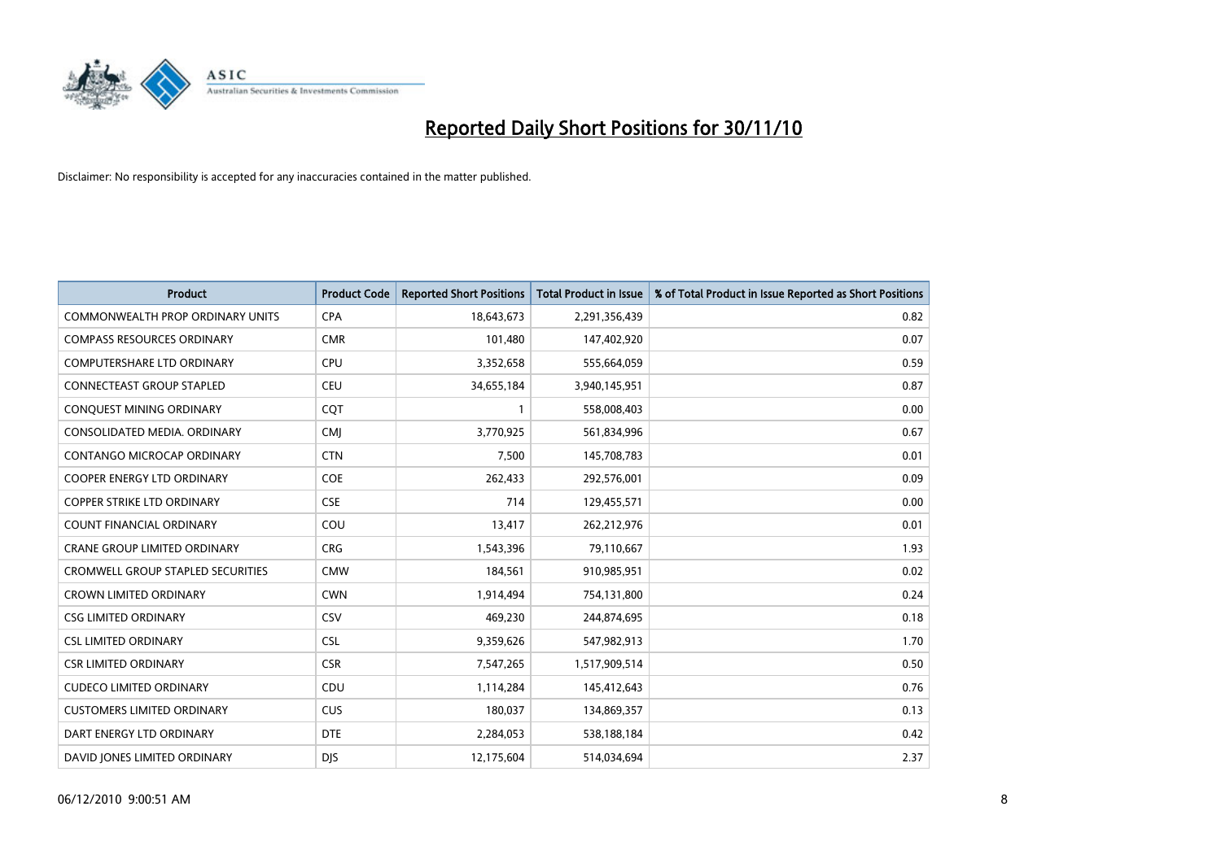# Reported Daily Short Positions for 30/11/10

Disclaimer: No responsibility is accepted for any inaccuracies contained in the matter published.

| Product | Product Code | Reported Short Positions | Total Product in Issue | % of Total Product in Issue Reported as Short Positions |
|---|---|---|---|---|
| COMMONWEALTH PROP ORDINARY UNITS | CPA | 18,643,673 | 2,291,356,439 | 0.82 |
| COMPASS RESOURCES ORDINARY | CMR | 101,480 | 147,402,920 | 0.07 |
| COMPUTERSHARE LTD ORDINARY | CPU | 3,352,658 | 555,664,059 | 0.59 |
| CONNECTEAST GROUP STAPLED | CEU | 34,655,184 | 3,940,145,951 | 0.87 |
| CONQUEST MINING ORDINARY | CQT | 1 | 558,008,403 | 0.00 |
| CONSOLIDATED MEDIA. ORDINARY | CMJ | 3,770,925 | 561,834,996 | 0.67 |
| CONTANGO MICROCAP ORDINARY | CTN | 7,500 | 145,708,783 | 0.01 |
| COOPER ENERGY LTD ORDINARY | COE | 262,433 | 292,576,001 | 0.09 |
| COPPER STRIKE LTD ORDINARY | CSE | 714 | 129,455,571 | 0.00 |
| COUNT FINANCIAL ORDINARY | COU | 13,417 | 262,212,976 | 0.01 |
| CRANE GROUP LIMITED ORDINARY | CRG | 1,543,396 | 79,110,667 | 1.93 |
| CROMWELL GROUP STAPLED SECURITIES | CMW | 184,561 | 910,985,951 | 0.02 |
| CROWN LIMITED ORDINARY | CWN | 1,914,494 | 754,131,800 | 0.24 |
| CSG LIMITED ORDINARY | CSV | 469,230 | 244,874,695 | 0.18 |
| CSL LIMITED ORDINARY | CSL | 9,359,626 | 547,982,913 | 1.70 |
| CSR LIMITED ORDINARY | CSR | 7,547,265 | 1,517,909,514 | 0.50 |
| CUDECO LIMITED ORDINARY | CDU | 1,114,284 | 145,412,643 | 0.76 |
| CUSTOMERS LIMITED ORDINARY | CUS | 180,037 | 134,869,357 | 0.13 |
| DART ENERGY LTD ORDINARY | DTE | 2,284,053 | 538,188,184 | 0.42 |
| DAVID JONES LIMITED ORDINARY | DJS | 12,175,604 | 514,034,694 | 2.37 |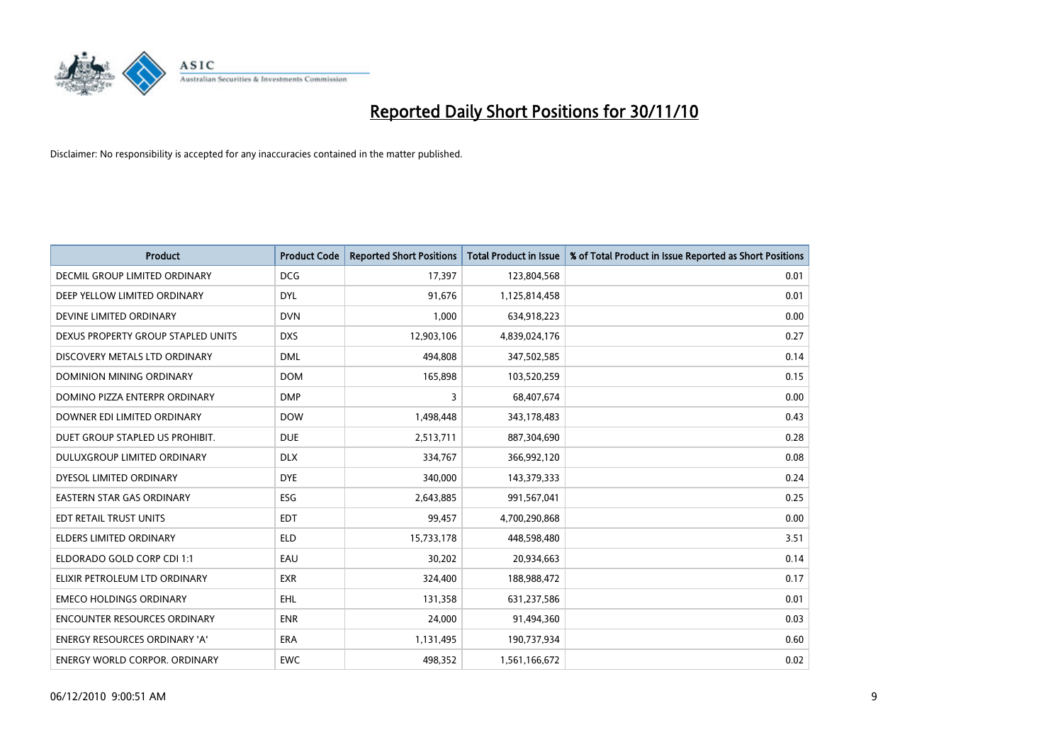# Reported Daily Short Positions for 30/11/10

Disclaimer: No responsibility is accepted for any inaccuracies contained in the matter published.

| Product | Product Code | Reported Short Positions | Total Product in Issue | % of Total Product in Issue Reported as Short Positions |
|---|---|---|---|---|
| DECMIL GROUP LIMITED ORDINARY | DCG | 17,397 | 123,804,568 | 0.01 |
| DEEP YELLOW LIMITED ORDINARY | DYL | 91,676 | 1,125,814,458 | 0.01 |
| DEVINE LIMITED ORDINARY | DVN | 1,000 | 634,918,223 | 0.00 |
| DEXUS PROPERTY GROUP STAPLED UNITS | DXS | 12,903,106 | 4,839,024,176 | 0.27 |
| DISCOVERY METALS LTD ORDINARY | DML | 494,808 | 347,502,585 | 0.14 |
| DOMINION MINING ORDINARY | DOM | 165,898 | 103,520,259 | 0.15 |
| DOMINO PIZZA ENTERPR ORDINARY | DMP | 3 | 68,407,674 | 0.00 |
| DOWNER EDI LIMITED ORDINARY | DOW | 1,498,448 | 343,178,483 | 0.43 |
| DUET GROUP STAPLED US PROHIBIT. | DUE | 2,513,711 | 887,304,690 | 0.28 |
| DULUXGROUP LIMITED ORDINARY | DLX | 334,767 | 366,992,120 | 0.08 |
| DYESOL LIMITED ORDINARY | DYE | 340,000 | 143,379,333 | 0.24 |
| EASTERN STAR GAS ORDINARY | ESG | 2,643,885 | 991,567,041 | 0.25 |
| EDT RETAIL TRUST UNITS | EDT | 99,457 | 4,700,290,868 | 0.00 |
| ELDERS LIMITED ORDINARY | ELD | 15,733,178 | 448,598,480 | 3.51 |
| ELDORADO GOLD CORP CDI 1:1 | EAU | 30,202 | 20,934,663 | 0.14 |
| ELIXIR PETROLEUM LTD ORDINARY | EXR | 324,400 | 188,988,472 | 0.17 |
| EMECO HOLDINGS ORDINARY | EHL | 131,358 | 631,237,586 | 0.01 |
| ENCOUNTER RESOURCES ORDINARY | ENR | 24,000 | 91,494,360 | 0.03 |
| ENERGY RESOURCES ORDINARY 'A' | ERA | 1,131,495 | 190,737,934 | 0.60 |
| ENERGY WORLD CORPOR. ORDINARY | EWC | 498,352 | 1,561,166,672 | 0.02 |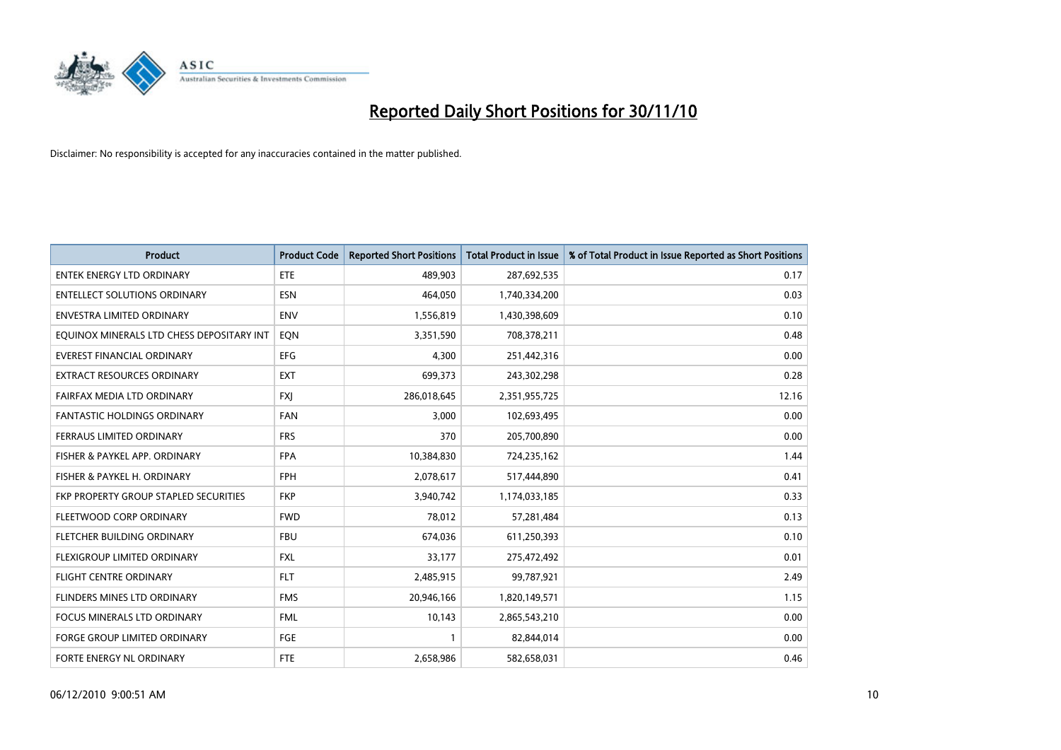# Reported Daily Short Positions for 30/11/10

Disclaimer: No responsibility is accepted for any inaccuracies contained in the matter published.

| Product | Product Code | Reported Short Positions | Total Product in Issue | % of Total Product in Issue Reported as Short Positions |
|---|---|---|---|---|
| ENTEK ENERGY LTD ORDINARY | ETE | 489,903 | 287,692,535 | 0.17 |
| ENTELLECT SOLUTIONS ORDINARY | ESN | 464,050 | 1,740,334,200 | 0.03 |
| ENVESTRA LIMITED ORDINARY | ENV | 1,556,819 | 1,430,398,609 | 0.10 |
| EQUINOX MINERALS LTD CHESS DEPOSITARY INT | EQN | 3,351,590 | 708,378,211 | 0.48 |
| EVEREST FINANCIAL ORDINARY | EFG | 4,300 | 251,442,316 | 0.00 |
| EXTRACT RESOURCES ORDINARY | EXT | 699,373 | 243,302,298 | 0.28 |
| FAIRFAX MEDIA LTD ORDINARY | FXJ | 286,018,645 | 2,351,955,725 | 12.16 |
| FANTASTIC HOLDINGS ORDINARY | FAN | 3,000 | 102,693,495 | 0.00 |
| FERRAUS LIMITED ORDINARY | FRS | 370 | 205,700,890 | 0.00 |
| FISHER & PAYKEL APP. ORDINARY | FPA | 10,384,830 | 724,235,162 | 1.44 |
| FISHER & PAYKEL H. ORDINARY | FPH | 2,078,617 | 517,444,890 | 0.41 |
| FKP PROPERTY GROUP STAPLED SECURITIES | FKP | 3,940,742 | 1,174,033,185 | 0.33 |
| FLEETWOOD CORP ORDINARY | FWD | 78,012 | 57,281,484 | 0.13 |
| FLETCHER BUILDING ORDINARY | FBU | 674,036 | 611,250,393 | 0.10 |
| FLEXIGROUP LIMITED ORDINARY | FXL | 33,177 | 275,472,492 | 0.01 |
| FLIGHT CENTRE ORDINARY | FLT | 2,485,915 | 99,787,921 | 2.49 |
| FLINDERS MINES LTD ORDINARY | FMS | 20,946,166 | 1,820,149,571 | 1.15 |
| FOCUS MINERALS LTD ORDINARY | FML | 10,143 | 2,865,543,210 | 0.00 |
| FORGE GROUP LIMITED ORDINARY | FGE | 1 | 82,844,014 | 0.00 |
| FORTE ENERGY NL ORDINARY | FTE | 2,658,986 | 582,658,031 | 0.46 |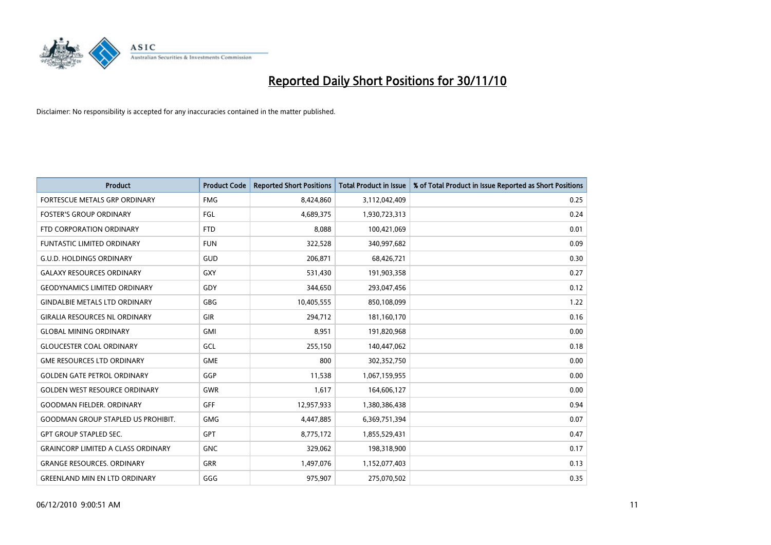# Reported Daily Short Positions for 30/11/10

Disclaimer: No responsibility is accepted for any inaccuracies contained in the matter published.

| Product | Product Code | Reported Short Positions | Total Product in Issue | % of Total Product in Issue Reported as Short Positions |
|---|---|---|---|---|
| FORTESCUE METALS GRP ORDINARY | FMG | 8,424,860 | 3,112,042,409 | 0.25 |
| FOSTER'S GROUP ORDINARY | FGL | 4,689,375 | 1,930,723,313 | 0.24 |
| FTD CORPORATION ORDINARY | FTD | 8,088 | 100,421,069 | 0.01 |
| FUNTASTIC LIMITED ORDINARY | FUN | 322,528 | 340,997,682 | 0.09 |
| G.U.D. HOLDINGS ORDINARY | GUD | 206,871 | 68,426,721 | 0.30 |
| GALAXY RESOURCES ORDINARY | GXY | 531,430 | 191,903,358 | 0.27 |
| GEODYNAMICS LIMITED ORDINARY | GDY | 344,650 | 293,047,456 | 0.12 |
| GINDALBIE METALS LTD ORDINARY | GBG | 10,405,555 | 850,108,099 | 1.22 |
| GIRALIA RESOURCES NL ORDINARY | GIR | 294,712 | 181,160,170 | 0.16 |
| GLOBAL MINING ORDINARY | GMI | 8,951 | 191,820,968 | 0.00 |
| GLOUCESTER COAL ORDINARY | GCL | 255,150 | 140,447,062 | 0.18 |
| GME RESOURCES LTD ORDINARY | GME | 800 | 302,352,750 | 0.00 |
| GOLDEN GATE PETROL ORDINARY | GGP | 11,538 | 1,067,159,955 | 0.00 |
| GOLDEN WEST RESOURCE ORDINARY | GWR | 1,617 | 164,606,127 | 0.00 |
| GOODMAN FIELDER. ORDINARY | GFF | 12,957,933 | 1,380,386,438 | 0.94 |
| GOODMAN GROUP STAPLED US PROHIBIT. | GMG | 4,447,885 | 6,369,751,394 | 0.07 |
| GPT GROUP STAPLED SEC. | GPT | 8,775,172 | 1,855,529,431 | 0.47 |
| GRAINCORP LIMITED A CLASS ORDINARY | GNC | 329,062 | 198,318,900 | 0.17 |
| GRANGE RESOURCES. ORDINARY | GRR | 1,497,076 | 1,152,077,403 | 0.13 |
| GREENLAND MIN EN LTD ORDINARY | GGG | 975,907 | 275,070,502 | 0.35 |

06/12/2010 9:00:51 AM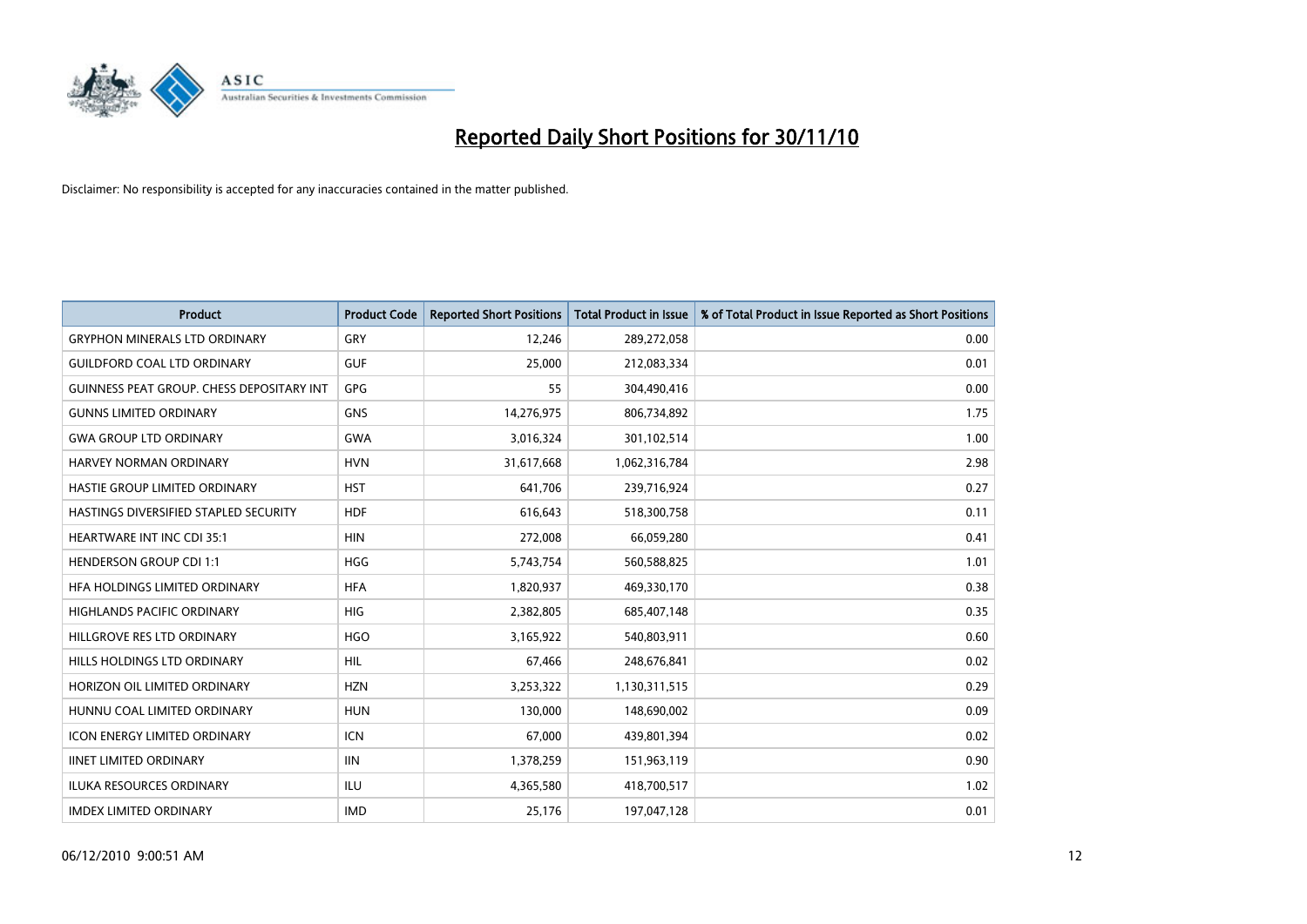# Reported Daily Short Positions for 30/11/10

Disclaimer: No responsibility is accepted for any inaccuracies contained in the matter published.

| Product | Product Code | Reported Short Positions | Total Product in Issue | % of Total Product in Issue Reported as Short Positions |
|---|---|---|---|---|
| GRYPHON MINERALS LTD ORDINARY | GRY | 12,246 | 289,272,058 | 0.00 |
| GUILDFORD COAL LTD ORDINARY | GUF | 25,000 | 212,083,334 | 0.01 |
| GUINNESS PEAT GROUP. CHESS DEPOSITARY INT | GPG | 55 | 304,490,416 | 0.00 |
| GUNNS LIMITED ORDINARY | GNS | 14,276,975 | 806,734,892 | 1.75 |
| GWA GROUP LTD ORDINARY | GWA | 3,016,324 | 301,102,514 | 1.00 |
| HARVEY NORMAN ORDINARY | HVN | 31,617,668 | 1,062,316,784 | 2.98 |
| HASTIE GROUP LIMITED ORDINARY | HST | 641,706 | 239,716,924 | 0.27 |
| HASTINGS DIVERSIFIED STAPLED SECURITY | HDF | 616,643 | 518,300,758 | 0.11 |
| HEARTWARE INT INC CDI 35:1 | HIN | 272,008 | 66,059,280 | 0.41 |
| HENDERSON GROUP CDI 1:1 | HGG | 5,743,754 | 560,588,825 | 1.01 |
| HFA HOLDINGS LIMITED ORDINARY | HFA | 1,820,937 | 469,330,170 | 0.38 |
| HIGHLANDS PACIFIC ORDINARY | HIG | 2,382,805 | 685,407,148 | 0.35 |
| HILLGROVE RES LTD ORDINARY | HGO | 3,165,922 | 540,803,911 | 0.60 |
| HILLS HOLDINGS LTD ORDINARY | HIL | 67,466 | 248,676,841 | 0.02 |
| HORIZON OIL LIMITED ORDINARY | HZN | 3,253,322 | 1,130,311,515 | 0.29 |
| HUNNU COAL LIMITED ORDINARY | HUN | 130,000 | 148,690,002 | 0.09 |
| ICON ENERGY LIMITED ORDINARY | ICN | 67,000 | 439,801,394 | 0.02 |
| IINET LIMITED ORDINARY | IIN | 1,378,259 | 151,963,119 | 0.90 |
| ILUKA RESOURCES ORDINARY | ILU | 4,365,580 | 418,700,517 | 1.02 |
| IMDEX LIMITED ORDINARY | IMD | 25,176 | 197,047,128 | 0.01 |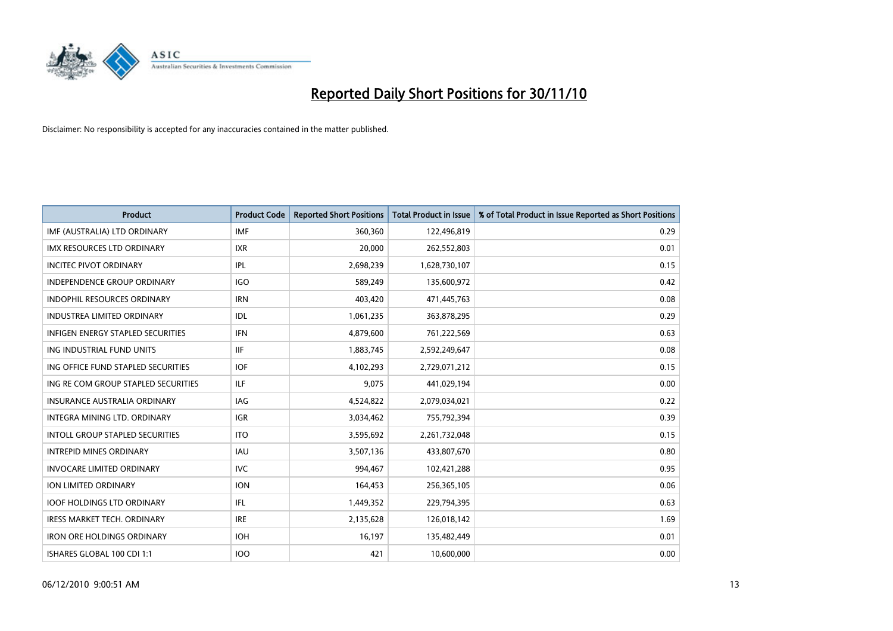# Reported Daily Short Positions for 30/11/10

Disclaimer: No responsibility is accepted for any inaccuracies contained in the matter published.

| Product | Product Code | Reported Short Positions | Total Product in Issue | % of Total Product in Issue Reported as Short Positions |
|---|---|---|---|---|
| IMF (AUSTRALIA) LTD ORDINARY | IMF | 360,360 | 122,496,819 | 0.29 |
| IMX RESOURCES LTD ORDINARY | IXR | 20,000 | 262,552,803 | 0.01 |
| INCITEC PIVOT ORDINARY | IPL | 2,698,239 | 1,628,730,107 | 0.15 |
| INDEPENDENCE GROUP ORDINARY | IGO | 589,249 | 135,600,972 | 0.42 |
| INDOPHIL RESOURCES ORDINARY | IRN | 403,420 | 471,445,763 | 0.08 |
| INDUSTREA LIMITED ORDINARY | IDL | 1,061,235 | 363,878,295 | 0.29 |
| INFIGEN ENERGY STAPLED SECURITIES | IFN | 4,879,600 | 761,222,569 | 0.63 |
| ING INDUSTRIAL FUND UNITS | IIF | 1,883,745 | 2,592,249,647 | 0.08 |
| ING OFFICE FUND STAPLED SECURITIES | IOF | 4,102,293 | 2,729,071,212 | 0.15 |
| ING RE COM GROUP STAPLED SECURITIES | ILF | 9,075 | 441,029,194 | 0.00 |
| INSURANCE AUSTRALIA ORDINARY | IAG | 4,524,822 | 2,079,034,021 | 0.22 |
| INTEGRA MINING LTD. ORDINARY | IGR | 3,034,462 | 755,792,394 | 0.39 |
| INTOLL GROUP STAPLED SECURITIES | ITO | 3,595,692 | 2,261,732,048 | 0.15 |
| INTREPID MINES ORDINARY | IAU | 3,507,136 | 433,807,670 | 0.80 |
| INVOCARE LIMITED ORDINARY | IVC | 994,467 | 102,421,288 | 0.95 |
| ION LIMITED ORDINARY | ION | 164,453 | 256,365,105 | 0.06 |
| IOOF HOLDINGS LTD ORDINARY | IFL | 1,449,352 | 229,794,395 | 0.63 |
| IRESS MARKET TECH. ORDINARY | IRE | 2,135,628 | 126,018,142 | 1.69 |
| IRON ORE HOLDINGS ORDINARY | IOH | 16,197 | 135,482,449 | 0.01 |
| ISHARES GLOBAL 100 CDI 1:1 | IOO | 421 | 10,600,000 | 0.00 |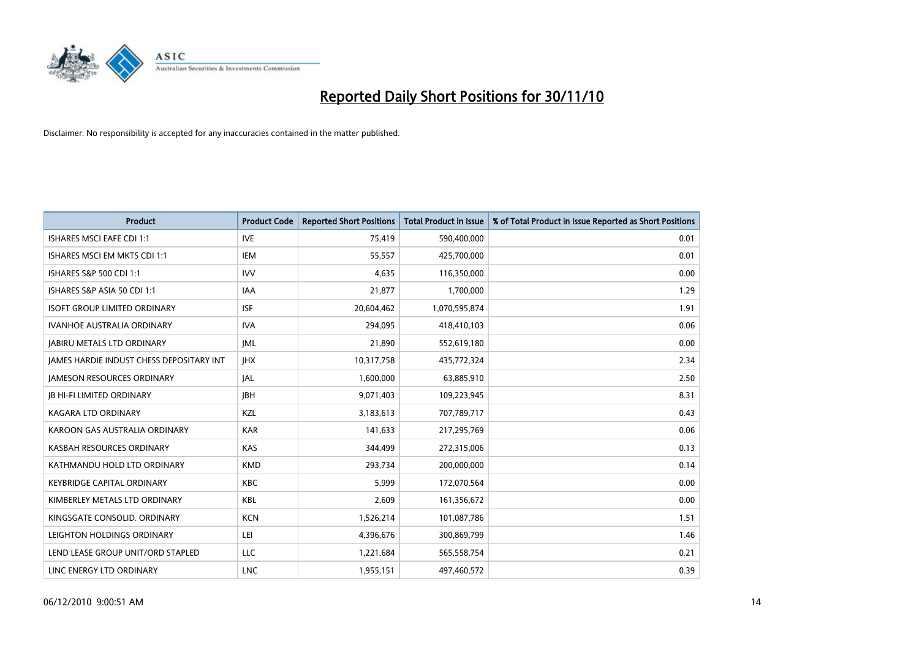# Reported Daily Short Positions for 30/11/10

Disclaimer: No responsibility is accepted for any inaccuracies contained in the matter published.

| Product | Product Code | Reported Short Positions | Total Product in Issue | % of Total Product in Issue Reported as Short Positions |
|---|---|---|---|---|
| ISHARES MSCI EAFE CDI 1:1 | IVE | 75,419 | 590,400,000 | 0.01 |
| ISHARES MSCI EM MKTS CDI 1:1 | IEM | 55,557 | 425,700,000 | 0.01 |
| ISHARES S&P 500 CDI 1:1 | IVV | 4,635 | 116,350,000 | 0.00 |
| ISHARES S&P ASIA 50 CDI 1:1 | IAA | 21,877 | 1,700,000 | 1.29 |
| ISOFT GROUP LIMITED ORDINARY | ISF | 20,604,462 | 1,070,595,874 | 1.91 |
| IVANHOE AUSTRALIA ORDINARY | IVA | 294,095 | 418,410,103 | 0.06 |
| JABIRU METALS LTD ORDINARY | JML | 21,890 | 552,619,180 | 0.00 |
| JAMES HARDIE INDUST CHESS DEPOSITARY INT | JHX | 10,317,758 | 435,772,324 | 2.34 |
| JAMESON RESOURCES ORDINARY | JAL | 1,600,000 | 63,885,910 | 2.50 |
| JB HI-FI LIMITED ORDINARY | JBH | 9,071,403 | 109,223,945 | 8.31 |
| KAGARA LTD ORDINARY | KZL | 3,183,613 | 707,789,717 | 0.43 |
| KAROON GAS AUSTRALIA ORDINARY | KAR | 141,633 | 217,295,769 | 0.06 |
| KASBAH RESOURCES ORDINARY | KAS | 344,499 | 272,315,006 | 0.13 |
| KATHMANDU HOLD LTD ORDINARY | KMD | 293,734 | 200,000,000 | 0.14 |
| KEYBRIDGE CAPITAL ORDINARY | KBC | 5,999 | 172,070,564 | 0.00 |
| KIMBERLEY METALS LTD ORDINARY | KBL | 2,609 | 161,356,672 | 0.00 |
| KINGSGATE CONSOLID. ORDINARY | KCN | 1,526,214 | 101,087,786 | 1.51 |
| LEIGHTON HOLDINGS ORDINARY | LEI | 4,396,676 | 300,869,799 | 1.46 |
| LEND LEASE GROUP UNIT/ORD STAPLED | LLC | 1,221,684 | 565,558,754 | 0.21 |
| LINC ENERGY LTD ORDINARY | LNC | 1,955,151 | 497,460,572 | 0.39 |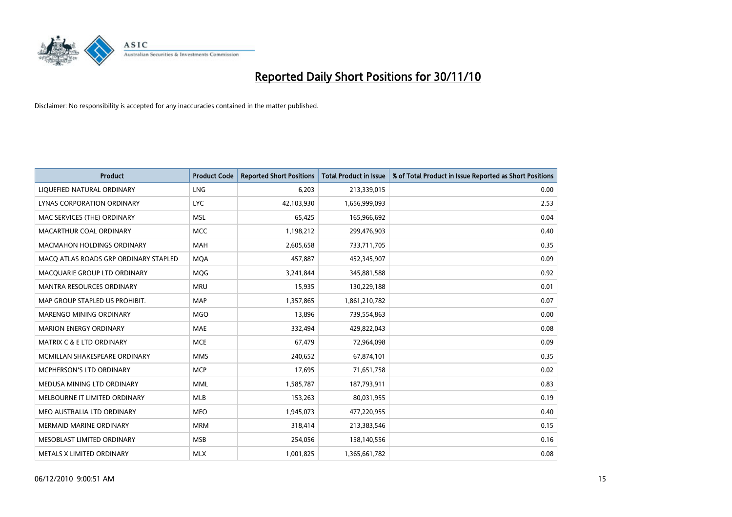# Reported Daily Short Positions for 30/11/10

Disclaimer: No responsibility is accepted for any inaccuracies contained in the matter published.

| Product | Product Code | Reported Short Positions | Total Product in Issue | % of Total Product in Issue Reported as Short Positions |
|---|---|---|---|---|
| LIQUEFIED NATURAL ORDINARY | LNG | 6,203 | 213,339,015 | 0.00 |
| LYNAS CORPORATION ORDINARY | LYC | 42,103,930 | 1,656,999,093 | 2.53 |
| MAC SERVICES (THE) ORDINARY | MSL | 65,425 | 165,966,692 | 0.04 |
| MACARTHUR COAL ORDINARY | MCC | 1,198,212 | 299,476,903 | 0.40 |
| MACMAHON HOLDINGS ORDINARY | MAH | 2,605,658 | 733,711,705 | 0.35 |
| MACQ ATLAS ROADS GRP ORDINARY STAPLED | MQA | 457,887 | 452,345,907 | 0.09 |
| MACQUARIE GROUP LTD ORDINARY | MQG | 3,241,844 | 345,881,588 | 0.92 |
| MANTRA RESOURCES ORDINARY | MRU | 15,935 | 130,229,188 | 0.01 |
| MAP GROUP STAPLED US PROHIBIT. | MAP | 1,357,865 | 1,861,210,782 | 0.07 |
| MARENGO MINING ORDINARY | MGO | 13,896 | 739,554,863 | 0.00 |
| MARION ENERGY ORDINARY | MAE | 332,494 | 429,822,043 | 0.08 |
| MATRIX C & E LTD ORDINARY | MCE | 67,479 | 72,964,098 | 0.09 |
| MCMILLAN SHAKESPEARE ORDINARY | MMS | 240,652 | 67,874,101 | 0.35 |
| MCPHERSON'S LTD ORDINARY | MCP | 17,695 | 71,651,758 | 0.02 |
| MEDUSA MINING LTD ORDINARY | MML | 1,585,787 | 187,793,911 | 0.83 |
| MELBOURNE IT LIMITED ORDINARY | MLB | 153,263 | 80,031,955 | 0.19 |
| MEO AUSTRALIA LTD ORDINARY | MEO | 1,945,073 | 477,220,955 | 0.40 |
| MERMAID MARINE ORDINARY | MRM | 318,414 | 213,383,546 | 0.15 |
| MESOBLAST LIMITED ORDINARY | MSB | 254,056 | 158,140,556 | 0.16 |
| METALS X LIMITED ORDINARY | MLX | 1,001,825 | 1,365,661,782 | 0.08 |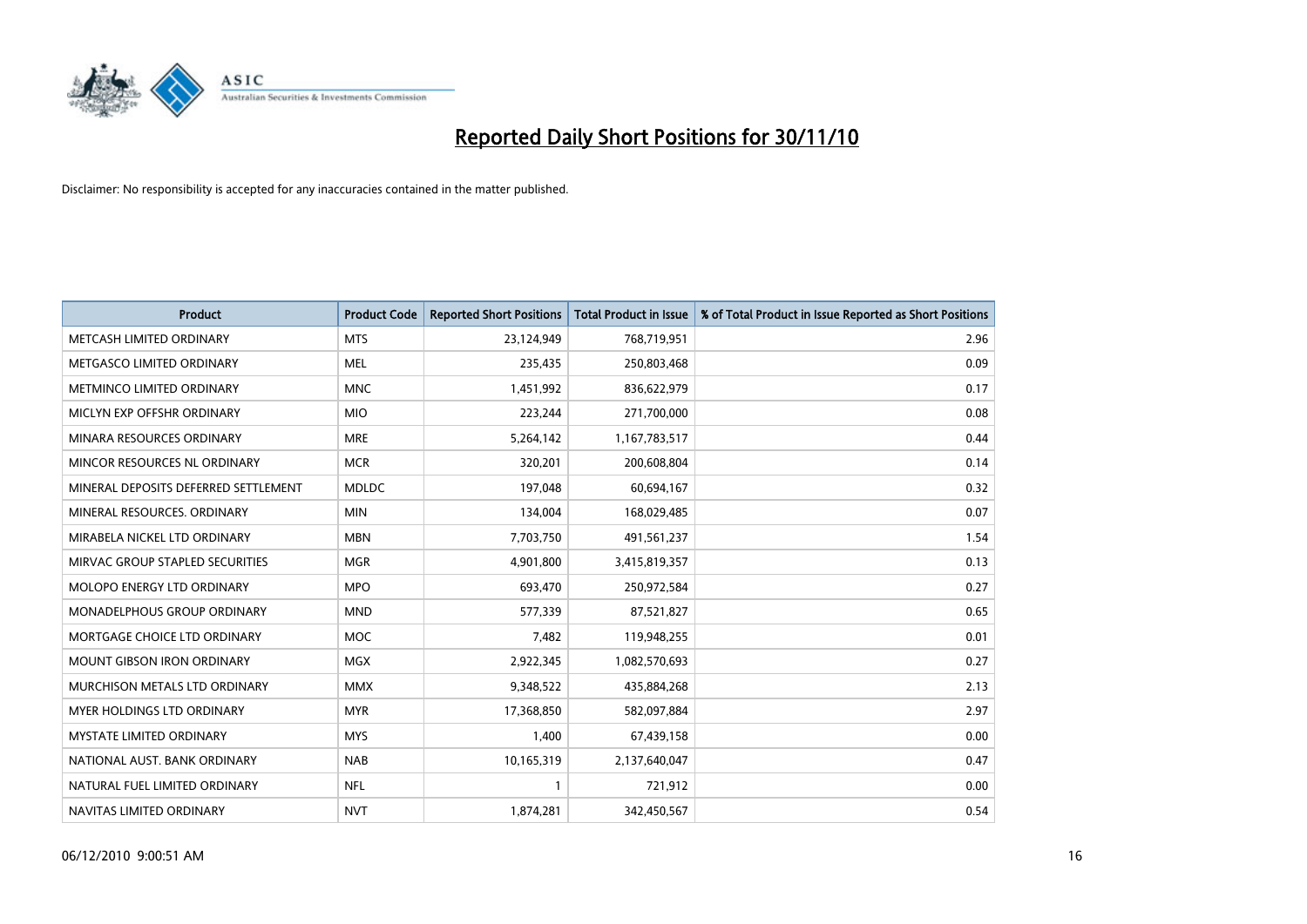# Reported Daily Short Positions for 30/11/10

Disclaimer: No responsibility is accepted for any inaccuracies contained in the matter published.

| Product | Product Code | Reported Short Positions | Total Product in Issue | % of Total Product in Issue Reported as Short Positions |
|---|---|---|---|---|
| METCASH LIMITED ORDINARY | MTS | 23,124,949 | 768,719,951 | 2.96 |
| METGASCO LIMITED ORDINARY | MEL | 235,435 | 250,803,468 | 0.09 |
| METMINCO LIMITED ORDINARY | MNC | 1,451,992 | 836,622,979 | 0.17 |
| MICLYN EXP OFFSHR ORDINARY | MIO | 223,244 | 271,700,000 | 0.08 |
| MINARA RESOURCES ORDINARY | MRE | 5,264,142 | 1,167,783,517 | 0.44 |
| MINCOR RESOURCES NL ORDINARY | MCR | 320,201 | 200,608,804 | 0.14 |
| MINERAL DEPOSITS DEFERRED SETTLEMENT | MDLDC | 197,048 | 60,694,167 | 0.32 |
| MINERAL RESOURCES. ORDINARY | MIN | 134,004 | 168,029,485 | 0.07 |
| MIRABELA NICKEL LTD ORDINARY | MBN | 7,703,750 | 491,561,237 | 1.54 |
| MIRVAC GROUP STAPLED SECURITIES | MGR | 4,901,800 | 3,415,819,357 | 0.13 |
| MOLOPO ENERGY LTD ORDINARY | MPO | 693,470 | 250,972,584 | 0.27 |
| MONADELPHOUS GROUP ORDINARY | MND | 577,339 | 87,521,827 | 0.65 |
| MORTGAGE CHOICE LTD ORDINARY | MOC | 7,482 | 119,948,255 | 0.01 |
| MOUNT GIBSON IRON ORDINARY | MGX | 2,922,345 | 1,082,570,693 | 0.27 |
| MURCHISON METALS LTD ORDINARY | MMX | 9,348,522 | 435,884,268 | 2.13 |
| MYER HOLDINGS LTD ORDINARY | MYR | 17,368,850 | 582,097,884 | 2.97 |
| MYSTATE LIMITED ORDINARY | MYS | 1,400 | 67,439,158 | 0.00 |
| NATIONAL AUST. BANK ORDINARY | NAB | 10,165,319 | 2,137,640,047 | 0.47 |
| NATURAL FUEL LIMITED ORDINARY | NFL | 1 | 721,912 | 0.00 |
| NAVITAS LIMITED ORDINARY | NVT | 1,874,281 | 342,450,567 | 0.54 |

06/12/2010 9:00:51 AM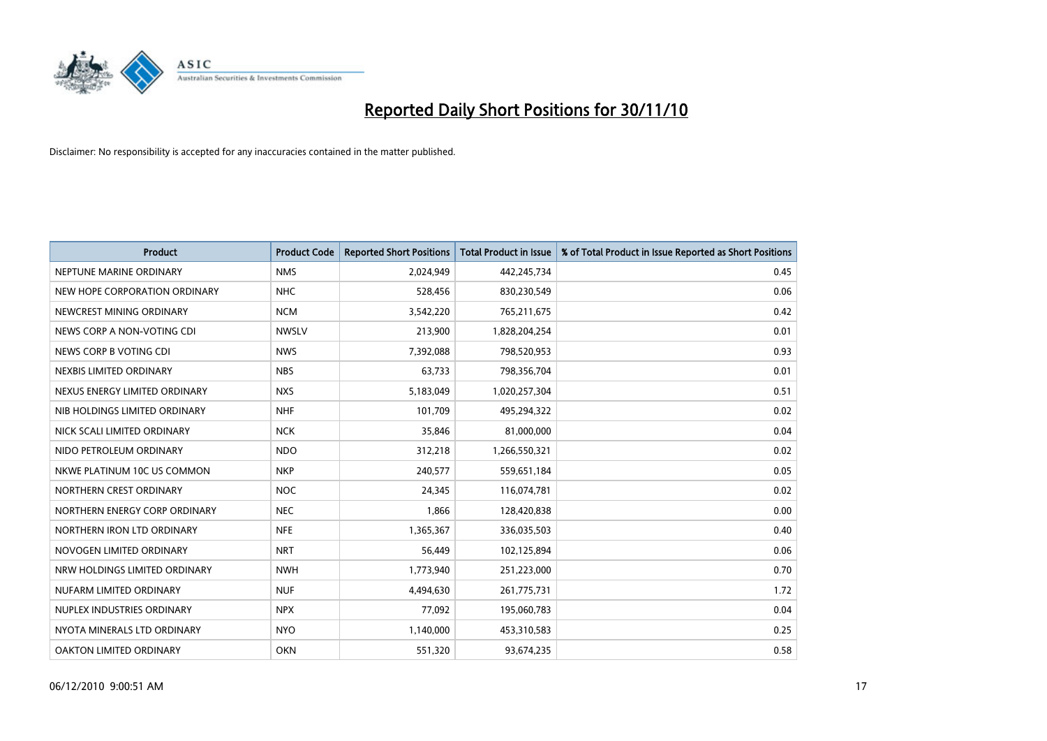# Reported Daily Short Positions for 30/11/10

Disclaimer: No responsibility is accepted for any inaccuracies contained in the matter published.

| Product | Product Code | Reported Short Positions | Total Product in Issue | % of Total Product in Issue Reported as Short Positions |
|---|---|---|---|---|
| NEPTUNE MARINE ORDINARY | NMS | 2,024,949 | 442,245,734 | 0.45 |
| NEW HOPE CORPORATION ORDINARY | NHC | 528,456 | 830,230,549 | 0.06 |
| NEWCREST MINING ORDINARY | NCM | 3,542,220 | 765,211,675 | 0.42 |
| NEWS CORP A NON-VOTING CDI | NWSLV | 213,900 | 1,828,204,254 | 0.01 |
| NEWS CORP B VOTING CDI | NWS | 7,392,088 | 798,520,953 | 0.93 |
| NEXBIS LIMITED ORDINARY | NBS | 63,733 | 798,356,704 | 0.01 |
| NEXUS ENERGY LIMITED ORDINARY | NXS | 5,183,049 | 1,020,257,304 | 0.51 |
| NIB HOLDINGS LIMITED ORDINARY | NHF | 101,709 | 495,294,322 | 0.02 |
| NICK SCALI LIMITED ORDINARY | NCK | 35,846 | 81,000,000 | 0.04 |
| NIDO PETROLEUM ORDINARY | NDO | 312,218 | 1,266,550,321 | 0.02 |
| NKWE PLATINUM 10C US COMMON | NKP | 240,577 | 559,651,184 | 0.05 |
| NORTHERN CREST ORDINARY | NOC | 24,345 | 116,074,781 | 0.02 |
| NORTHERN ENERGY CORP ORDINARY | NEC | 1,866 | 128,420,838 | 0.00 |
| NORTHERN IRON LTD ORDINARY | NFE | 1,365,367 | 336,035,503 | 0.40 |
| NOVOGEN LIMITED ORDINARY | NRT | 56,449 | 102,125,894 | 0.06 |
| NRW HOLDINGS LIMITED ORDINARY | NWH | 1,773,940 | 251,223,000 | 0.70 |
| NUFARM LIMITED ORDINARY | NUF | 4,494,630 | 261,775,731 | 1.72 |
| NUPLEX INDUSTRIES ORDINARY | NPX | 77,092 | 195,060,783 | 0.04 |
| NYOTA MINERALS LTD ORDINARY | NYO | 1,140,000 | 453,310,583 | 0.25 |
| OAKTON LIMITED ORDINARY | OKN | 551,320 | 93,674,235 | 0.58 |

06/12/2010 9:00:51 AM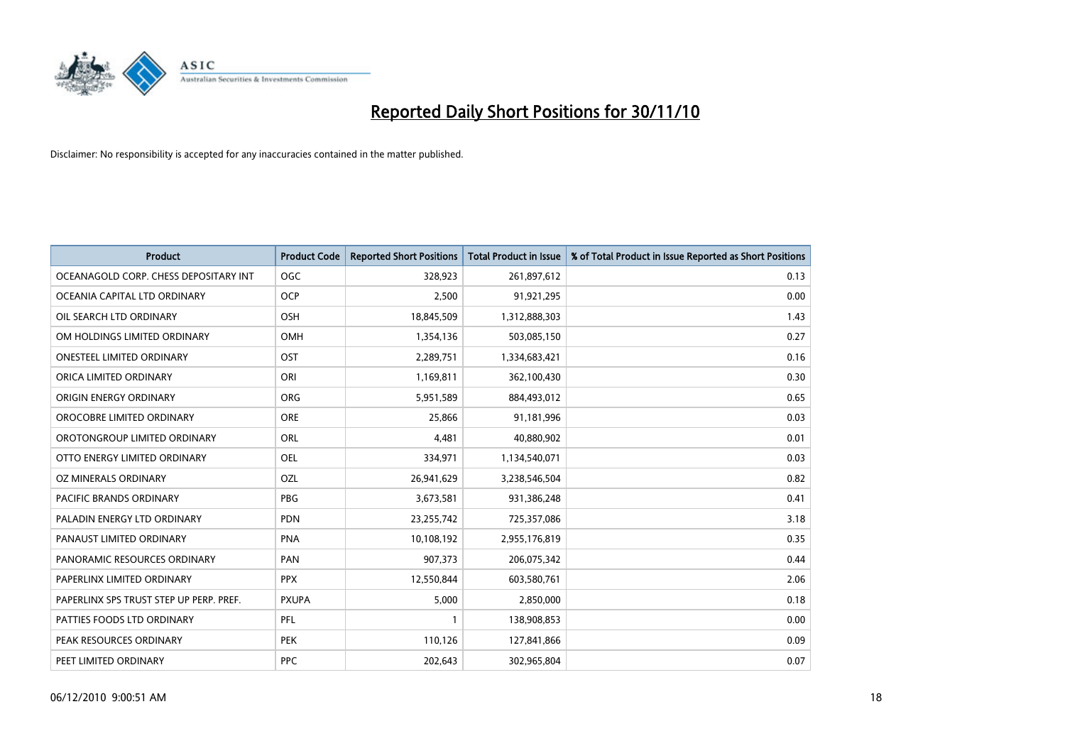# Reported Daily Short Positions for 30/11/10

Disclaimer: No responsibility is accepted for any inaccuracies contained in the matter published.

| Product | Product Code | Reported Short Positions | Total Product in Issue | % of Total Product in Issue Reported as Short Positions |
|---|---|---|---|---|
| OCEANAGOLD CORP. CHESS DEPOSITARY INT | OGC | 328,923 | 261,897,612 | 0.13 |
| OCEANIA CAPITAL LTD ORDINARY | OCP | 2,500 | 91,921,295 | 0.00 |
| OIL SEARCH LTD ORDINARY | OSH | 18,845,509 | 1,312,888,303 | 1.43 |
| OM HOLDINGS LIMITED ORDINARY | OMH | 1,354,136 | 503,085,150 | 0.27 |
| ONESTEEL LIMITED ORDINARY | OST | 2,289,751 | 1,334,683,421 | 0.16 |
| ORICA LIMITED ORDINARY | ORI | 1,169,811 | 362,100,430 | 0.30 |
| ORIGIN ENERGY ORDINARY | ORG | 5,951,589 | 884,493,012 | 0.65 |
| OROCOBRE LIMITED ORDINARY | ORE | 25,866 | 91,181,996 | 0.03 |
| OROTONGROUP LIMITED ORDINARY | ORL | 4,481 | 40,880,902 | 0.01 |
| OTTO ENERGY LIMITED ORDINARY | OEL | 334,971 | 1,134,540,071 | 0.03 |
| OZ MINERALS ORDINARY | OZL | 26,941,629 | 3,238,546,504 | 0.82 |
| PACIFIC BRANDS ORDINARY | PBG | 3,673,581 | 931,386,248 | 0.41 |
| PALADIN ENERGY LTD ORDINARY | PDN | 23,255,742 | 725,357,086 | 3.18 |
| PANAUST LIMITED ORDINARY | PNA | 10,108,192 | 2,955,176,819 | 0.35 |
| PANORAMIC RESOURCES ORDINARY | PAN | 907,373 | 206,075,342 | 0.44 |
| PAPERLINX LIMITED ORDINARY | PPX | 12,550,844 | 603,580,761 | 2.06 |
| PAPERLINX SPS TRUST STEP UP PERP. PREF. | PXUPA | 5,000 | 2,850,000 | 0.18 |
| PATTIES FOODS LTD ORDINARY | PFL | 1 | 138,908,853 | 0.00 |
| PEAK RESOURCES ORDINARY | PEK | 110,126 | 127,841,866 | 0.09 |
| PEET LIMITED ORDINARY | PPC | 202,643 | 302,965,804 | 0.07 |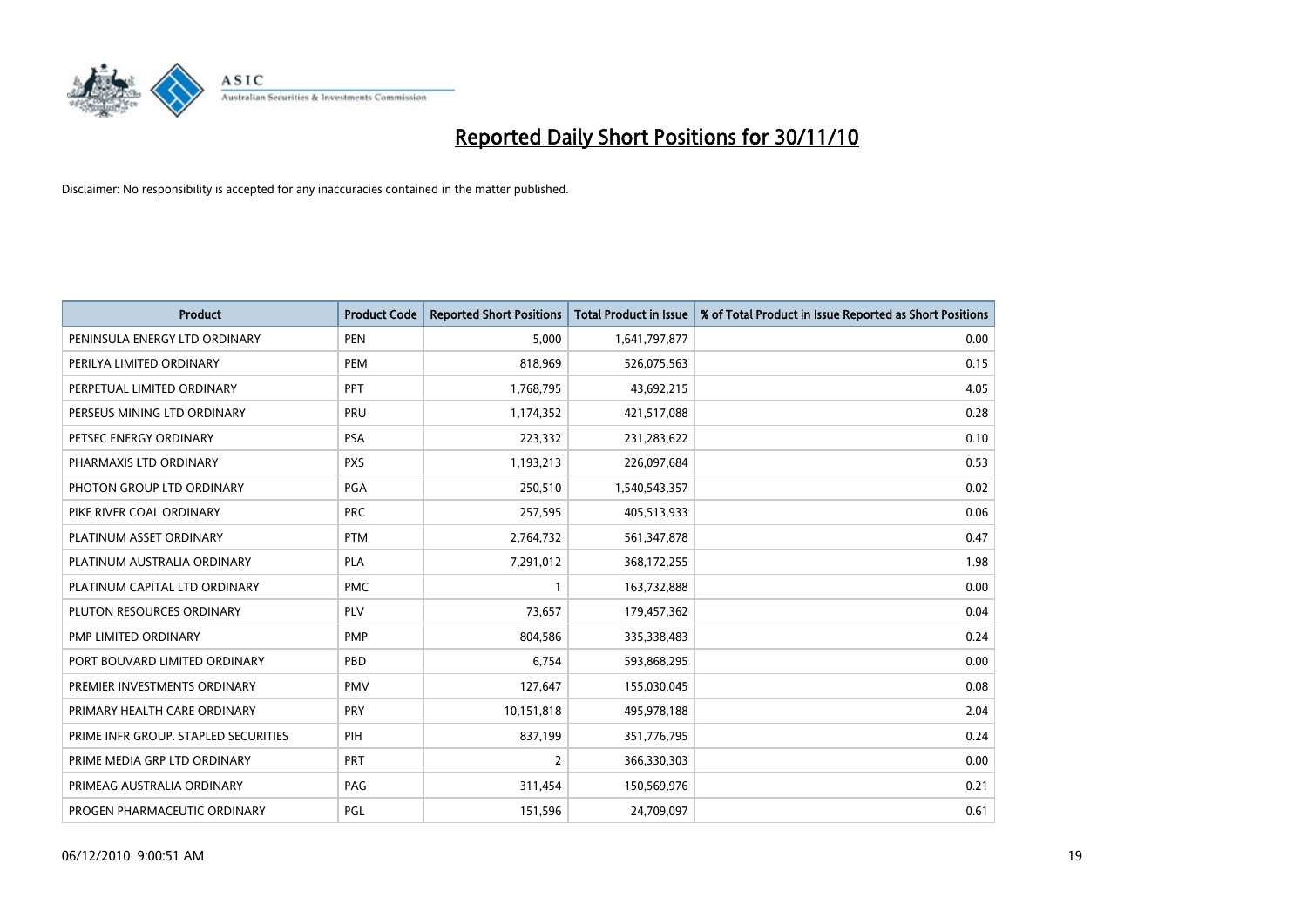# Reported Daily Short Positions for 30/11/10

Disclaimer: No responsibility is accepted for any inaccuracies contained in the matter published.

| Product | Product Code | Reported Short Positions | Total Product in Issue | % of Total Product in Issue Reported as Short Positions |
|---|---|---|---|---|
| PENINSULA ENERGY LTD ORDINARY | PEN | 5,000 | 1,641,797,877 | 0.00 |
| PERILYA LIMITED ORDINARY | PEM | 818,969 | 526,075,563 | 0.15 |
| PERPETUAL LIMITED ORDINARY | PPT | 1,768,795 | 43,692,215 | 4.05 |
| PERSEUS MINING LTD ORDINARY | PRU | 1,174,352 | 421,517,088 | 0.28 |
| PETSEC ENERGY ORDINARY | PSA | 223,332 | 231,283,622 | 0.10 |
| PHARMAXIS LTD ORDINARY | PXS | 1,193,213 | 226,097,684 | 0.53 |
| PHOTON GROUP LTD ORDINARY | PGA | 250,510 | 1,540,543,357 | 0.02 |
| PIKE RIVER COAL ORDINARY | PRC | 257,595 | 405,513,933 | 0.06 |
| PLATINUM ASSET ORDINARY | PTM | 2,764,732 | 561,347,878 | 0.47 |
| PLATINUM AUSTRALIA ORDINARY | PLA | 7,291,012 | 368,172,255 | 1.98 |
| PLATINUM CAPITAL LTD ORDINARY | PMC | 1 | 163,732,888 | 0.00 |
| PLUTON RESOURCES ORDINARY | PLV | 73,657 | 179,457,362 | 0.04 |
| PMP LIMITED ORDINARY | PMP | 804,586 | 335,338,483 | 0.24 |
| PORT BOUVARD LIMITED ORDINARY | PBD | 6,754 | 593,868,295 | 0.00 |
| PREMIER INVESTMENTS ORDINARY | PMV | 127,647 | 155,030,045 | 0.08 |
| PRIMARY HEALTH CARE ORDINARY | PRY | 10,151,818 | 495,978,188 | 2.04 |
| PRIME INFR GROUP. STAPLED SECURITIES | PIH | 837,199 | 351,776,795 | 0.24 |
| PRIME MEDIA GRP LTD ORDINARY | PRT | 2 | 366,330,303 | 0.00 |
| PRIMEAG AUSTRALIA ORDINARY | PAG | 311,454 | 150,569,976 | 0.21 |
| PROGEN PHARMACEUTIC ORDINARY | PGL | 151,596 | 24,709,097 | 0.61 |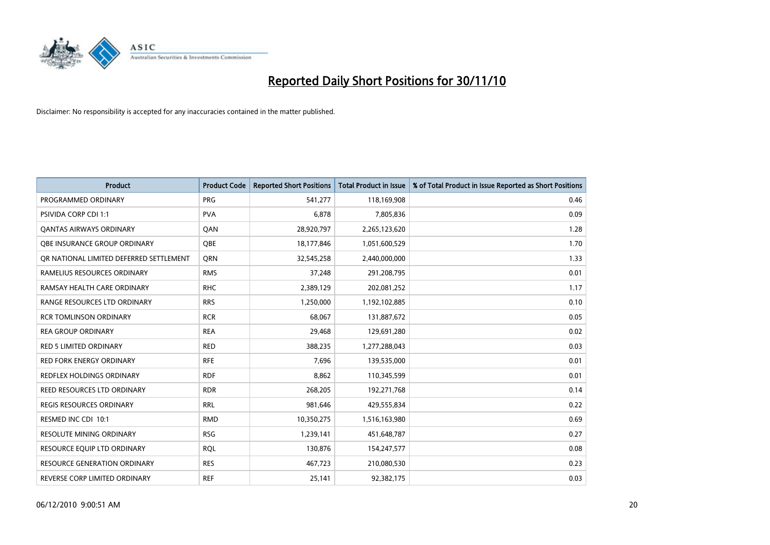# Reported Daily Short Positions for 30/11/10

Disclaimer: No responsibility is accepted for any inaccuracies contained in the matter published.

| Product | Product Code | Reported Short Positions | Total Product in Issue | % of Total Product in Issue Reported as Short Positions |
|---|---|---|---|---|
| PROGRAMMED ORDINARY | PRG | 541,277 | 118,169,908 | 0.46 |
| PSIVIDA CORP CDI 1:1 | PVA | 6,878 | 7,805,836 | 0.09 |
| QANTAS AIRWAYS ORDINARY | QAN | 28,920,797 | 2,265,123,620 | 1.28 |
| QBE INSURANCE GROUP ORDINARY | QBE | 18,177,846 | 1,051,600,529 | 1.70 |
| QR NATIONAL LIMITED DEFERRED SETTLEMENT | QRN | 32,545,258 | 2,440,000,000 | 1.33 |
| RAMELIUS RESOURCES ORDINARY | RMS | 37,248 | 291,208,795 | 0.01 |
| RAMSAY HEALTH CARE ORDINARY | RHC | 2,389,129 | 202,081,252 | 1.17 |
| RANGE RESOURCES LTD ORDINARY | RRS | 1,250,000 | 1,192,102,885 | 0.10 |
| RCR TOMLINSON ORDINARY | RCR | 68,067 | 131,887,672 | 0.05 |
| REA GROUP ORDINARY | REA | 29,468 | 129,691,280 | 0.02 |
| RED 5 LIMITED ORDINARY | RED | 388,235 | 1,277,288,043 | 0.03 |
| RED FORK ENERGY ORDINARY | RFE | 7,696 | 139,535,000 | 0.01 |
| REDFLEX HOLDINGS ORDINARY | RDF | 8,862 | 110,345,599 | 0.01 |
| REED RESOURCES LTD ORDINARY | RDR | 268,205 | 192,271,768 | 0.14 |
| REGIS RESOURCES ORDINARY | RRL | 981,646 | 429,555,834 | 0.22 |
| RESMED INC CDI 10:1 | RMD | 10,350,275 | 1,516,163,980 | 0.69 |
| RESOLUTE MINING ORDINARY | RSG | 1,239,141 | 451,648,787 | 0.27 |
| RESOURCE EQUIP LTD ORDINARY | RQL | 130,876 | 154,247,577 | 0.08 |
| RESOURCE GENERATION ORDINARY | RES | 467,723 | 210,080,530 | 0.23 |
| REVERSE CORP LIMITED ORDINARY | REF | 25,141 | 92,382,175 | 0.03 |

06/12/2010 9:00:51 AM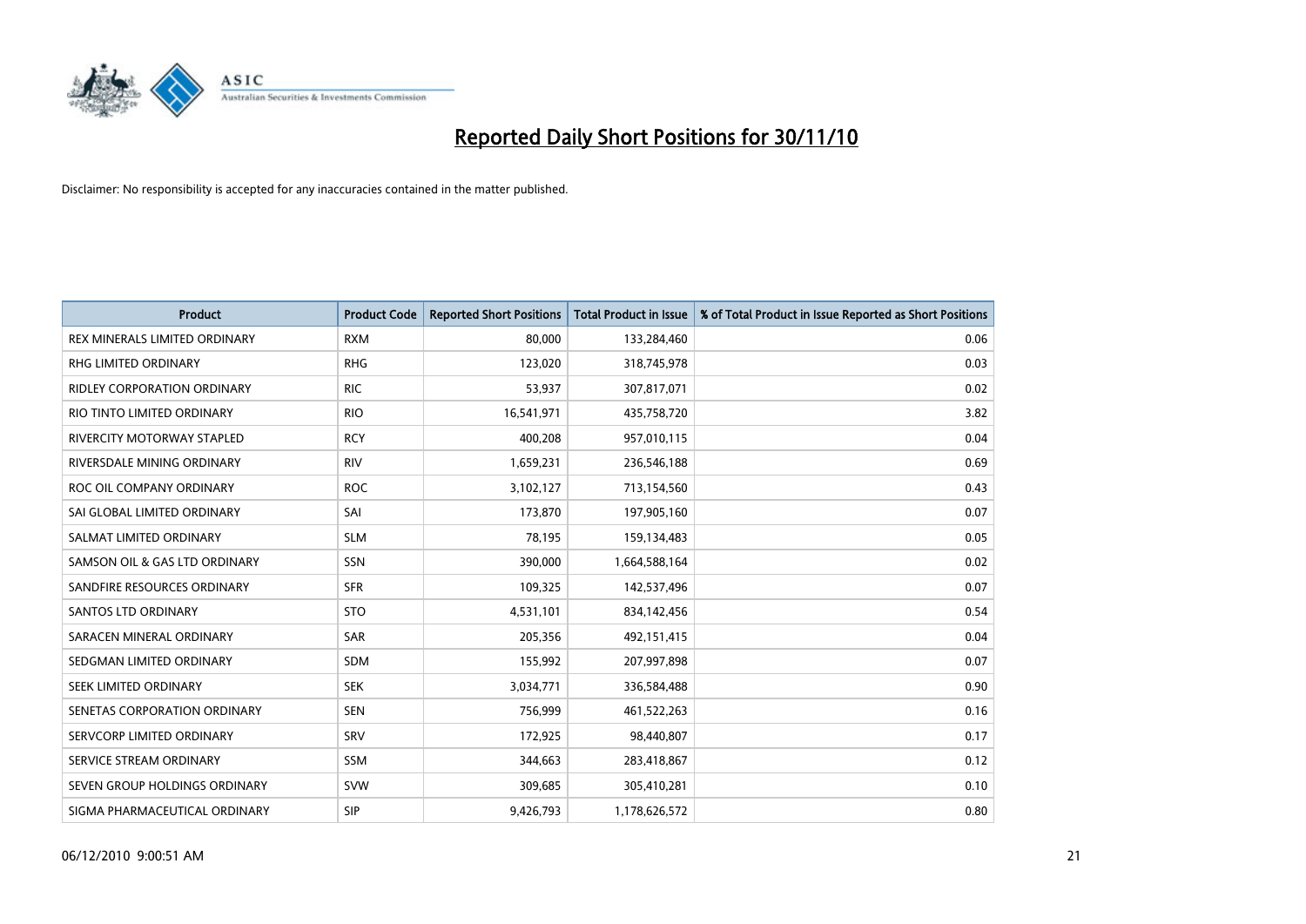# Reported Daily Short Positions for 30/11/10

Disclaimer: No responsibility is accepted for any inaccuracies contained in the matter published.

| Product | Product Code | Reported Short Positions | Total Product in Issue | % of Total Product in Issue Reported as Short Positions |
|---|---|---|---|---|
| REX MINERALS LIMITED ORDINARY | RXM | 80,000 | 133,284,460 | 0.06 |
| RHG LIMITED ORDINARY | RHG | 123,020 | 318,745,978 | 0.03 |
| RIDLEY CORPORATION ORDINARY | RIC | 53,937 | 307,817,071 | 0.02 |
| RIO TINTO LIMITED ORDINARY | RIO | 16,541,971 | 435,758,720 | 3.82 |
| RIVERCITY MOTORWAY STAPLED | RCY | 400,208 | 957,010,115 | 0.04 |
| RIVERSDALE MINING ORDINARY | RIV | 1,659,231 | 236,546,188 | 0.69 |
| ROC OIL COMPANY ORDINARY | ROC | 3,102,127 | 713,154,560 | 0.43 |
| SAI GLOBAL LIMITED ORDINARY | SAI | 173,870 | 197,905,160 | 0.07 |
| SALMAT LIMITED ORDINARY | SLM | 78,195 | 159,134,483 | 0.05 |
| SAMSON OIL & GAS LTD ORDINARY | SSN | 390,000 | 1,664,588,164 | 0.02 |
| SANDFIRE RESOURCES ORDINARY | SFR | 109,325 | 142,537,496 | 0.07 |
| SANTOS LTD ORDINARY | STO | 4,531,101 | 834,142,456 | 0.54 |
| SARACEN MINERAL ORDINARY | SAR | 205,356 | 492,151,415 | 0.04 |
| SEDGMAN LIMITED ORDINARY | SDM | 155,992 | 207,997,898 | 0.07 |
| SEEK LIMITED ORDINARY | SEK | 3,034,771 | 336,584,488 | 0.90 |
| SENETAS CORPORATION ORDINARY | SEN | 756,999 | 461,522,263 | 0.16 |
| SERVCORP LIMITED ORDINARY | SRV | 172,925 | 98,440,807 | 0.17 |
| SERVICE STREAM ORDINARY | SSM | 344,663 | 283,418,867 | 0.12 |
| SEVEN GROUP HOLDINGS ORDINARY | SVW | 309,685 | 305,410,281 | 0.10 |
| SIGMA PHARMACEUTICAL ORDINARY | SIP | 9,426,793 | 1,178,626,572 | 0.80 |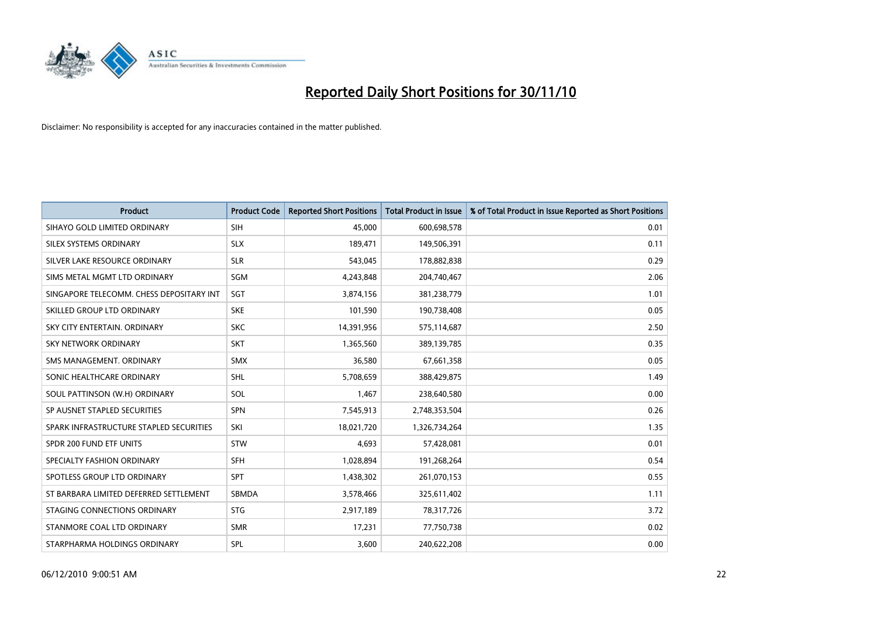# Reported Daily Short Positions for 30/11/10

Disclaimer: No responsibility is accepted for any inaccuracies contained in the matter published.

| Product | Product Code | Reported Short Positions | Total Product in Issue | % of Total Product in Issue Reported as Short Positions |
|---|---|---|---|---|
| SIHAYO GOLD LIMITED ORDINARY | SIH | 45,000 | 600,698,578 | 0.01 |
| SILEX SYSTEMS ORDINARY | SLX | 189,471 | 149,506,391 | 0.11 |
| SILVER LAKE RESOURCE ORDINARY | SLR | 543,045 | 178,882,838 | 0.29 |
| SIMS METAL MGMT LTD ORDINARY | SGM | 4,243,848 | 204,740,467 | 2.06 |
| SINGAPORE TELECOMM. CHESS DEPOSITARY INT | SGT | 3,874,156 | 381,238,779 | 1.01 |
| SKILLED GROUP LTD ORDINARY | SKE | 101,590 | 190,738,408 | 0.05 |
| SKY CITY ENTERTAIN. ORDINARY | SKC | 14,391,956 | 575,114,687 | 2.50 |
| SKY NETWORK ORDINARY | SKT | 1,365,560 | 389,139,785 | 0.35 |
| SMS MANAGEMENT. ORDINARY | SMX | 36,580 | 67,661,358 | 0.05 |
| SONIC HEALTHCARE ORDINARY | SHL | 5,708,659 | 388,429,875 | 1.49 |
| SOUL PATTINSON (W.H) ORDINARY | SOL | 1,467 | 238,640,580 | 0.00 |
| SP AUSNET STAPLED SECURITIES | SPN | 7,545,913 | 2,748,353,504 | 0.26 |
| SPARK INFRASTRUCTURE STAPLED SECURITIES | SKI | 18,021,720 | 1,326,734,264 | 1.35 |
| SPDR 200 FUND ETF UNITS | STW | 4,693 | 57,428,081 | 0.01 |
| SPECIALTY FASHION ORDINARY | SFH | 1,028,894 | 191,268,264 | 0.54 |
| SPOTLESS GROUP LTD ORDINARY | SPT | 1,438,302 | 261,070,153 | 0.55 |
| ST BARBARA LIMITED DEFERRED SETTLEMENT | SBMDA | 3,578,466 | 325,611,402 | 1.11 |
| STAGING CONNECTIONS ORDINARY | STG | 2,917,189 | 78,317,726 | 3.72 |
| STANMORE COAL LTD ORDINARY | SMR | 17,231 | 77,750,738 | 0.02 |
| STARPHARMA HOLDINGS ORDINARY | SPL | 3,600 | 240,622,208 | 0.00 |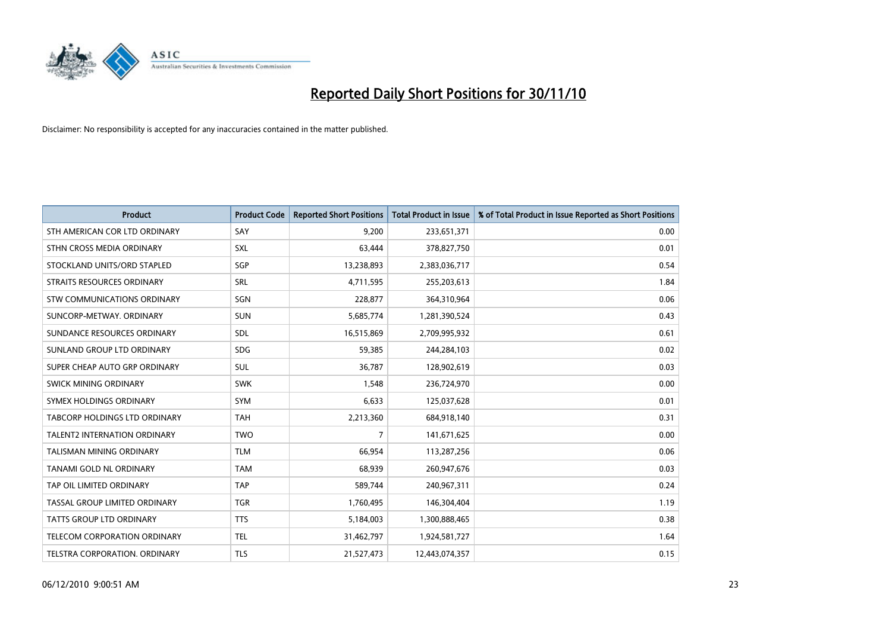# Reported Daily Short Positions for 30/11/10

Disclaimer: No responsibility is accepted for any inaccuracies contained in the matter published.

| Product | Product Code | Reported Short Positions | Total Product in Issue | % of Total Product in Issue Reported as Short Positions |
|---|---|---|---|---|
| STH AMERICAN COR LTD ORDINARY | SAY | 9,200 | 233,651,371 | 0.00 |
| STHN CROSS MEDIA ORDINARY | SXL | 63,444 | 378,827,750 | 0.01 |
| STOCKLAND UNITS/ORD STAPLED | SGP | 13,238,893 | 2,383,036,717 | 0.54 |
| STRAITS RESOURCES ORDINARY | SRL | 4,711,595 | 255,203,613 | 1.84 |
| STW COMMUNICATIONS ORDINARY | SGN | 228,877 | 364,310,964 | 0.06 |
| SUNCORP-METWAY. ORDINARY | SUN | 5,685,774 | 1,281,390,524 | 0.43 |
| SUNDANCE RESOURCES ORDINARY | SDL | 16,515,869 | 2,709,995,932 | 0.61 |
| SUNLAND GROUP LTD ORDINARY | SDG | 59,385 | 244,284,103 | 0.02 |
| SUPER CHEAP AUTO GRP ORDINARY | SUL | 36,787 | 128,902,619 | 0.03 |
| SWICK MINING ORDINARY | SWK | 1,548 | 236,724,970 | 0.00 |
| SYMEX HOLDINGS ORDINARY | SYM | 6,633 | 125,037,628 | 0.01 |
| TABCORP HOLDINGS LTD ORDINARY | TAH | 2,213,360 | 684,918,140 | 0.31 |
| TALENT2 INTERNATION ORDINARY | TWO | 7 | 141,671,625 | 0.00 |
| TALISMAN MINING ORDINARY | TLM | 66,954 | 113,287,256 | 0.06 |
| TANAMI GOLD NL ORDINARY | TAM | 68,939 | 260,947,676 | 0.03 |
| TAP OIL LIMITED ORDINARY | TAP | 589,744 | 240,967,311 | 0.24 |
| TASSAL GROUP LIMITED ORDINARY | TGR | 1,760,495 | 146,304,404 | 1.19 |
| TATTS GROUP LTD ORDINARY | TTS | 5,184,003 | 1,300,888,465 | 0.38 |
| TELECOM CORPORATION ORDINARY | TEL | 31,462,797 | 1,924,581,727 | 1.64 |
| TELSTRA CORPORATION. ORDINARY | TLS | 21,527,473 | 12,443,074,357 | 0.15 |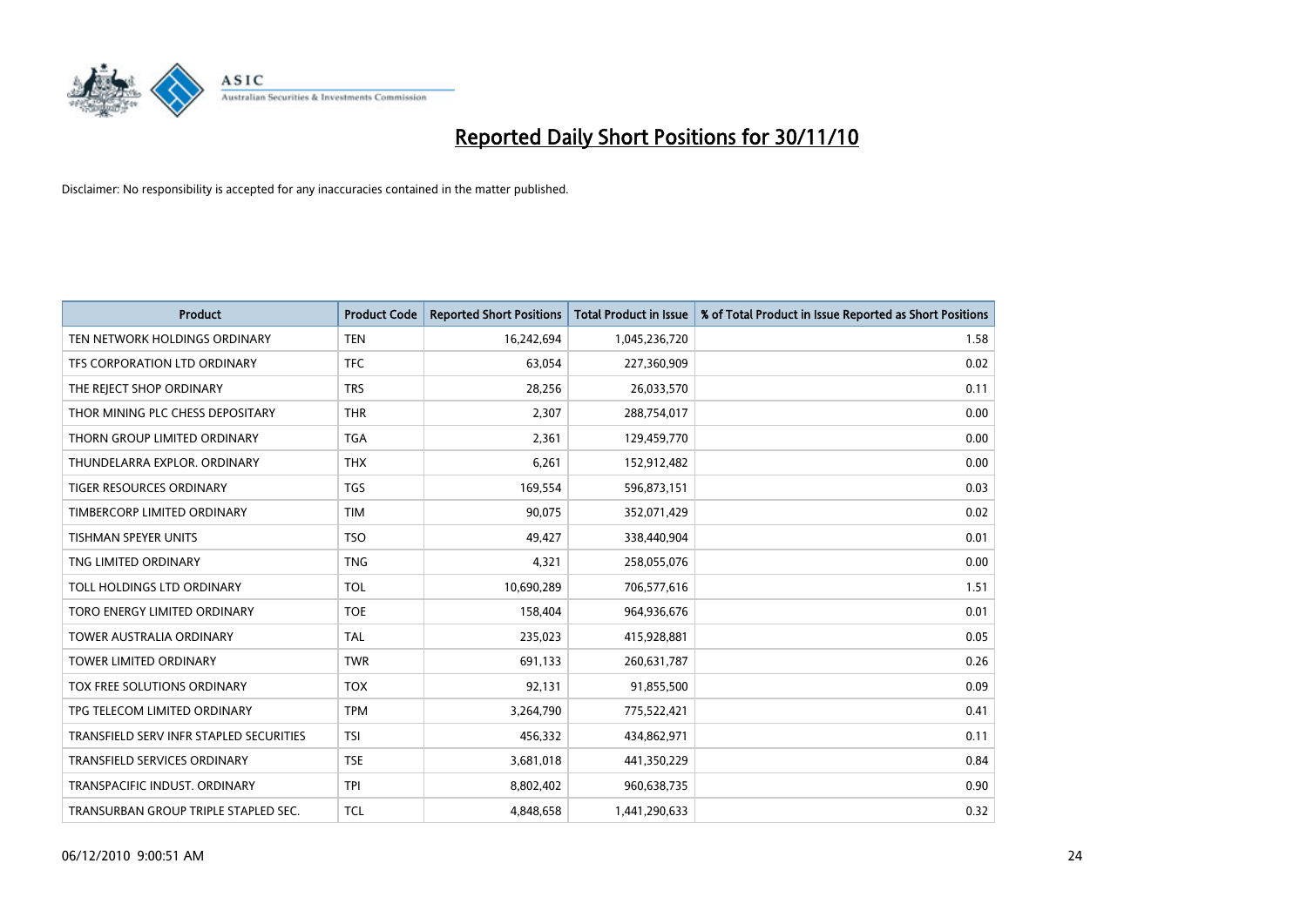# Reported Daily Short Positions for 30/11/10

Disclaimer: No responsibility is accepted for any inaccuracies contained in the matter published.

| Product | Product Code | Reported Short Positions | Total Product in Issue | % of Total Product in Issue Reported as Short Positions |
|---|---|---|---|---|
| TEN NETWORK HOLDINGS ORDINARY | TEN | 16,242,694 | 1,045,236,720 | 1.58 |
| TFS CORPORATION LTD ORDINARY | TFC | 63,054 | 227,360,909 | 0.02 |
| THE REJECT SHOP ORDINARY | TRS | 28,256 | 26,033,570 | 0.11 |
| THOR MINING PLC CHESS DEPOSITARY | THR | 2,307 | 288,754,017 | 0.00 |
| THORN GROUP LIMITED ORDINARY | TGA | 2,361 | 129,459,770 | 0.00 |
| THUNDELARRA EXPLOR. ORDINARY | THX | 6,261 | 152,912,482 | 0.00 |
| TIGER RESOURCES ORDINARY | TGS | 169,554 | 596,873,151 | 0.03 |
| TIMBERCORP LIMITED ORDINARY | TIM | 90,075 | 352,071,429 | 0.02 |
| TISHMAN SPEYER UNITS | TSO | 49,427 | 338,440,904 | 0.01 |
| TNG LIMITED ORDINARY | TNG | 4,321 | 258,055,076 | 0.00 |
| TOLL HOLDINGS LTD ORDINARY | TOL | 10,690,289 | 706,577,616 | 1.51 |
| TORO ENERGY LIMITED ORDINARY | TOE | 158,404 | 964,936,676 | 0.01 |
| TOWER AUSTRALIA ORDINARY | TAL | 235,023 | 415,928,881 | 0.05 |
| TOWER LIMITED ORDINARY | TWR | 691,133 | 260,631,787 | 0.26 |
| TOX FREE SOLUTIONS ORDINARY | TOX | 92,131 | 91,855,500 | 0.09 |
| TPG TELECOM LIMITED ORDINARY | TPM | 3,264,790 | 775,522,421 | 0.41 |
| TRANSFIELD SERV INFR STAPLED SECURITIES | TSI | 456,332 | 434,862,971 | 0.11 |
| TRANSFIELD SERVICES ORDINARY | TSE | 3,681,018 | 441,350,229 | 0.84 |
| TRANSPACIFIC INDUST. ORDINARY | TPI | 8,802,402 | 960,638,735 | 0.90 |
| TRANSURBAN GROUP TRIPLE STAPLED SEC. | TCL | 4,848,658 | 1,441,290,633 | 0.32 |

06/12/2010 9:00:51 AM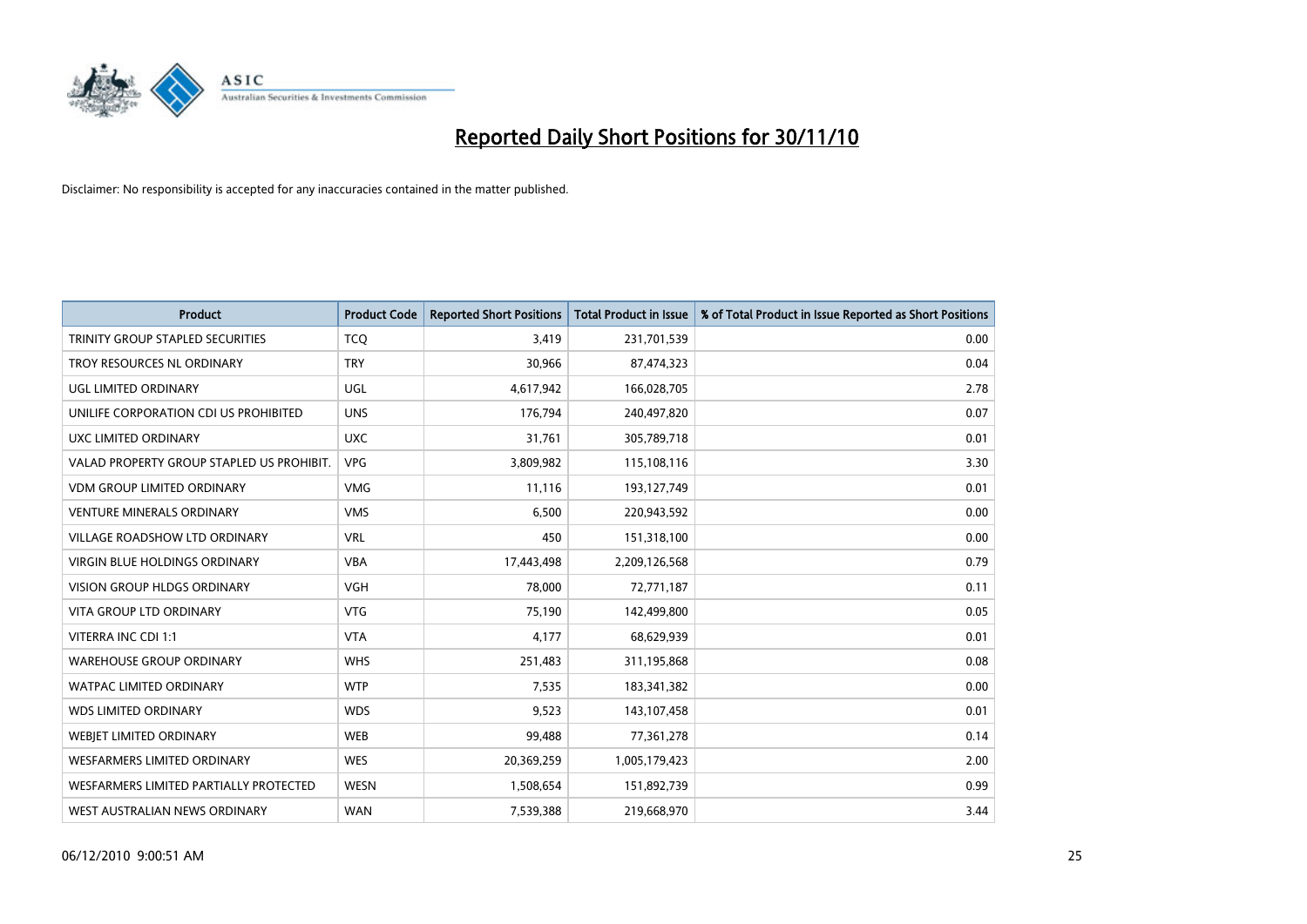# Reported Daily Short Positions for 30/11/10

Disclaimer: No responsibility is accepted for any inaccuracies contained in the matter published.

| Product | Product Code | Reported Short Positions | Total Product in Issue | % of Total Product in Issue Reported as Short Positions |
|---|---|---|---|---|
| TRINITY GROUP STAPLED SECURITIES | TCQ | 3,419 | 231,701,539 | 0.00 |
| TROY RESOURCES NL ORDINARY | TRY | 30,966 | 87,474,323 | 0.04 |
| UGL LIMITED ORDINARY | UGL | 4,617,942 | 166,028,705 | 2.78 |
| UNILIFE CORPORATION CDI US PROHIBITED | UNS | 176,794 | 240,497,820 | 0.07 |
| UXC LIMITED ORDINARY | UXC | 31,761 | 305,789,718 | 0.01 |
| VALAD PROPERTY GROUP STAPLED US PROHIBIT. | VPG | 3,809,982 | 115,108,116 | 3.30 |
| VDM GROUP LIMITED ORDINARY | VMG | 11,116 | 193,127,749 | 0.01 |
| VENTURE MINERALS ORDINARY | VMS | 6,500 | 220,943,592 | 0.00 |
| VILLAGE ROADSHOW LTD ORDINARY | VRL | 450 | 151,318,100 | 0.00 |
| VIRGIN BLUE HOLDINGS ORDINARY | VBA | 17,443,498 | 2,209,126,568 | 0.79 |
| VISION GROUP HLDGS ORDINARY | VGH | 78,000 | 72,771,187 | 0.11 |
| VITA GROUP LTD ORDINARY | VTG | 75,190 | 142,499,800 | 0.05 |
| VITERRA INC CDI 1:1 | VTA | 4,177 | 68,629,939 | 0.01 |
| WAREHOUSE GROUP ORDINARY | WHS | 251,483 | 311,195,868 | 0.08 |
| WATPAC LIMITED ORDINARY | WTP | 7,535 | 183,341,382 | 0.00 |
| WDS LIMITED ORDINARY | WDS | 9,523 | 143,107,458 | 0.01 |
| WEBJET LIMITED ORDINARY | WEB | 99,488 | 77,361,278 | 0.14 |
| WESFARMERS LIMITED ORDINARY | WES | 20,369,259 | 1,005,179,423 | 2.00 |
| WESFARMERS LIMITED PARTIALLY PROTECTED | WESN | 1,508,654 | 151,892,739 | 0.99 |
| WEST AUSTRALIAN NEWS ORDINARY | WAN | 7,539,388 | 219,668,970 | 3.44 |

06/12/2010 9:00:51 AM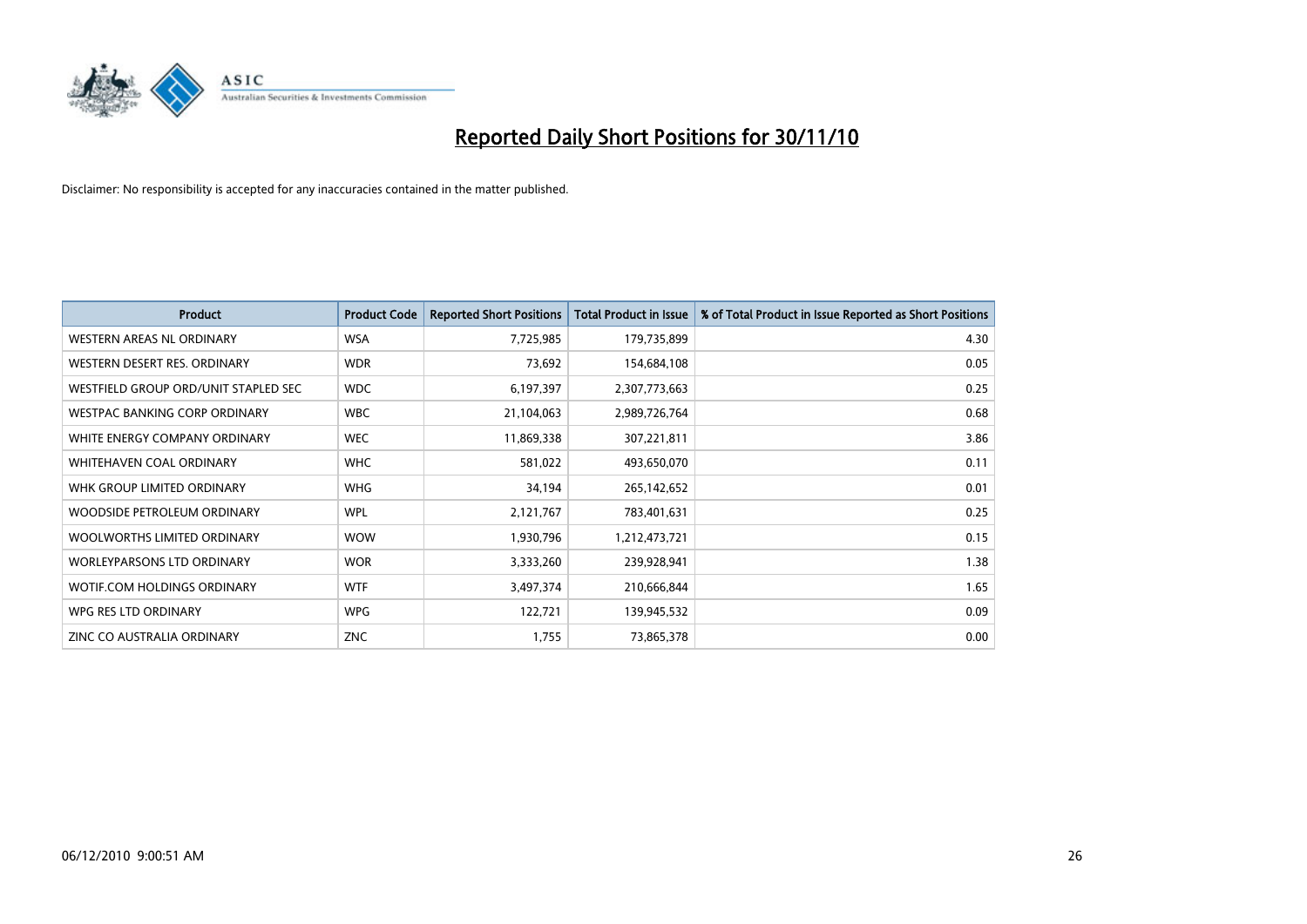# Reported Daily Short Positions for 30/11/10

Disclaimer: No responsibility is accepted for any inaccuracies contained in the matter published.

| Product | Product Code | Reported Short Positions | Total Product in Issue | % of Total Product in Issue Reported as Short Positions |
|---|---|---|---|---|
| WESTERN AREAS NL ORDINARY | WSA | 7,725,985 | 179,735,899 | 4.30 |
| WESTERN DESERT RES. ORDINARY | WDR | 73,692 | 154,684,108 | 0.05 |
| WESTFIELD GROUP ORD/UNIT STAPLED SEC | WDC | 6,197,397 | 2,307,773,663 | 0.25 |
| WESTPAC BANKING CORP ORDINARY | WBC | 21,104,063 | 2,989,726,764 | 0.68 |
| WHITE ENERGY COMPANY ORDINARY | WEC | 11,869,338 | 307,221,811 | 3.86 |
| WHITEHAVEN COAL ORDINARY | WHC | 581,022 | 493,650,070 | 0.11 |
| WHK GROUP LIMITED ORDINARY | WHG | 34,194 | 265,142,652 | 0.01 |
| WOODSIDE PETROLEUM ORDINARY | WPL | 2,121,767 | 783,401,631 | 0.25 |
| WOOLWORTHS LIMITED ORDINARY | WOW | 1,930,796 | 1,212,473,721 | 0.15 |
| WORLEYPARSONS LTD ORDINARY | WOR | 3,333,260 | 239,928,941 | 1.38 |
| WOTIF.COM HOLDINGS ORDINARY | WTF | 3,497,374 | 210,666,844 | 1.65 |
| WPG RES LTD ORDINARY | WPG | 122,721 | 139,945,532 | 0.09 |
| ZINC CO AUSTRALIA ORDINARY | ZNC | 1,755 | 73,865,378 | 0.00 |